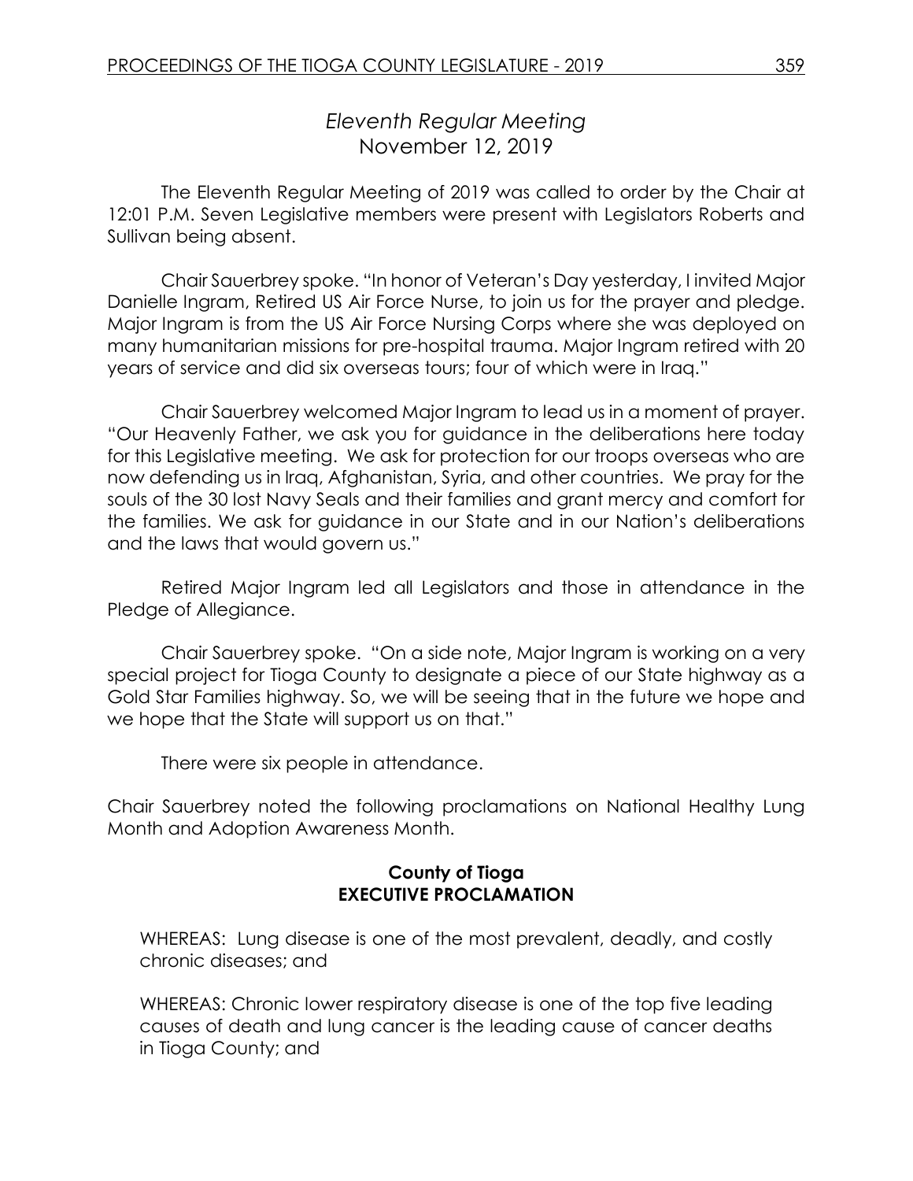# *Eleventh Regular Meeting*
## November 12, 2019

The Eleventh Regular Meeting of 2019 was called to order by the Chair at 12:01 P.M. Seven Legislative members were present with Legislators Roberts and Sullivan being absent.

Chair Sauerbrey spoke. "In honor of Veteran's Day yesterday, I invited Major Danielle Ingram, Retired US Air Force Nurse, to join us for the prayer and pledge. Major Ingram is from the US Air Force Nursing Corps where she was deployed on many humanitarian missions for pre-hospital trauma. Major Ingram retired with 20 years of service and did six overseas tours; four of which were in Iraq."

Chair Sauerbrey welcomed Major Ingram to lead us in a moment of prayer. "Our Heavenly Father, we ask you for guidance in the deliberations here today for this Legislative meeting. We ask for protection for our troops overseas who are now defending us in Iraq, Afghanistan, Syria, and other countries. We pray for the souls of the 30 lost Navy Seals and their families and grant mercy and comfort for the families. We ask for guidance in our State and in our Nation's deliberations and the laws that would govern us."

Retired Major Ingram led all Legislators and those in attendance in the Pledge of Allegiance.

Chair Sauerbrey spoke. "On a side note, Major Ingram is working on a very special project for Tioga County to designate a piece of our State highway as a Gold Star Families highway. So, we will be seeing that in the future we hope and we hope that the State will support us on that."

There were six people in attendance.

Chair Sauerbrey noted the following proclamations on National Healthy Lung Month and Adoption Awareness Month.

**County of Tioga**
**EXECUTIVE PROCLAMATION**

WHEREAS: Lung disease is one of the most prevalent, deadly, and costly chronic diseases; and

WHEREAS: Chronic lower respiratory disease is one of the top five leading causes of death and lung cancer is the leading cause of cancer deaths in Tioga County; and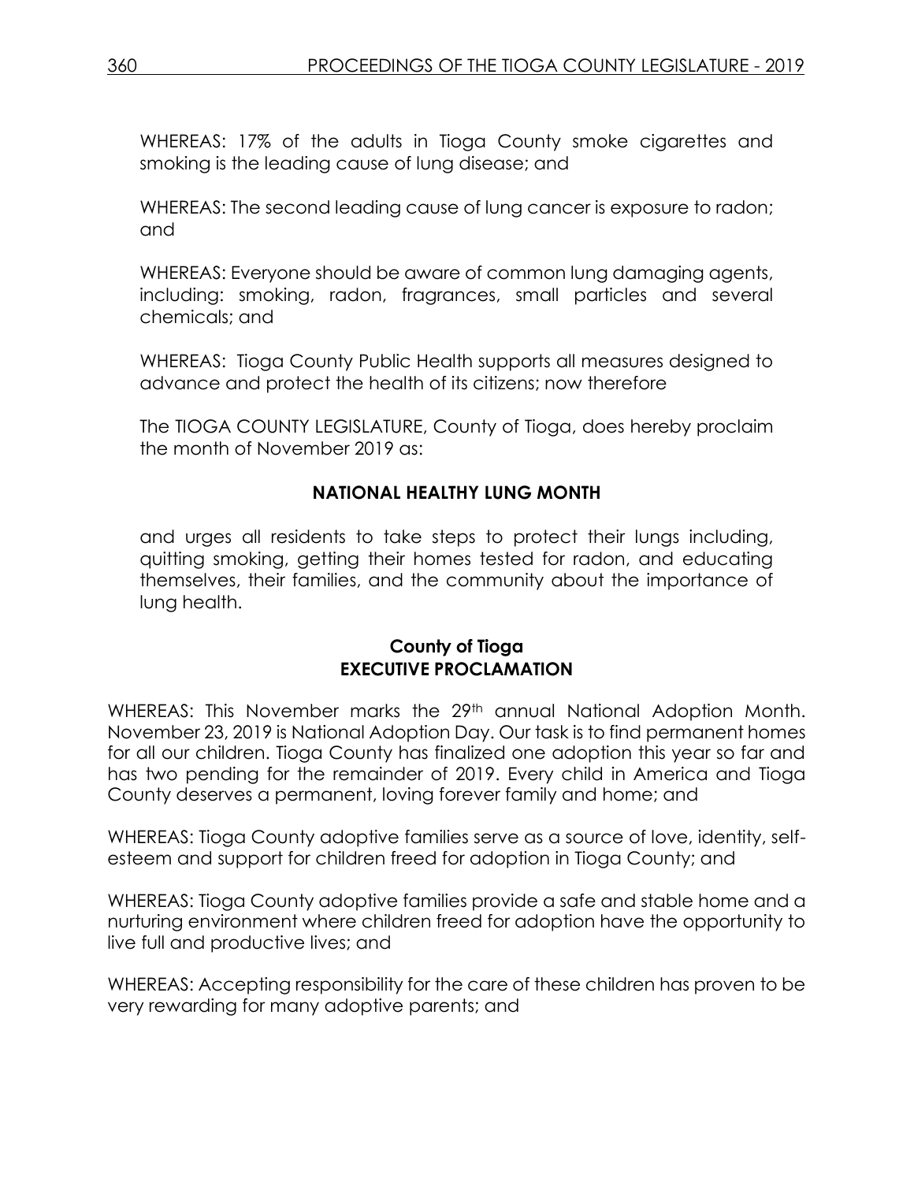WHEREAS: 17% of the adults in Tioga County smoke cigarettes and smoking is the leading cause of lung disease; and

WHEREAS: The second leading cause of lung cancer is exposure to radon; and

WHEREAS: Everyone should be aware of common lung damaging agents, including: smoking, radon, fragrances, small particles and several chemicals; and

WHEREAS: Tioga County Public Health supports all measures designed to advance and protect the health of its citizens; now therefore

The TIOGA COUNTY LEGISLATURE, County of Tioga, does hereby proclaim the month of November 2019 as:

**NATIONAL HEALTHY LUNG MONTH**

and urges all residents to take steps to protect their lungs including, quitting smoking, getting their homes tested for radon, and educating themselves, their families, and the community about the importance of lung health.

**County of Tioga**
**EXECUTIVE PROCLAMATION**

WHEREAS: This November marks the 29th annual National Adoption Month. November 23, 2019 is National Adoption Day. Our task is to find permanent homes for all our children. Tioga County has finalized one adoption this year so far and has two pending for the remainder of 2019. Every child in America and Tioga County deserves a permanent, loving forever family and home; and

WHEREAS: Tioga County adoptive families serve as a source of love, identity, self-esteem and support for children freed for adoption in Tioga County; and

WHEREAS: Tioga County adoptive families provide a safe and stable home and a nurturing environment where children freed for adoption have the opportunity to live full and productive lives; and

WHEREAS: Accepting responsibility for the care of these children has proven to be very rewarding for many adoptive parents; and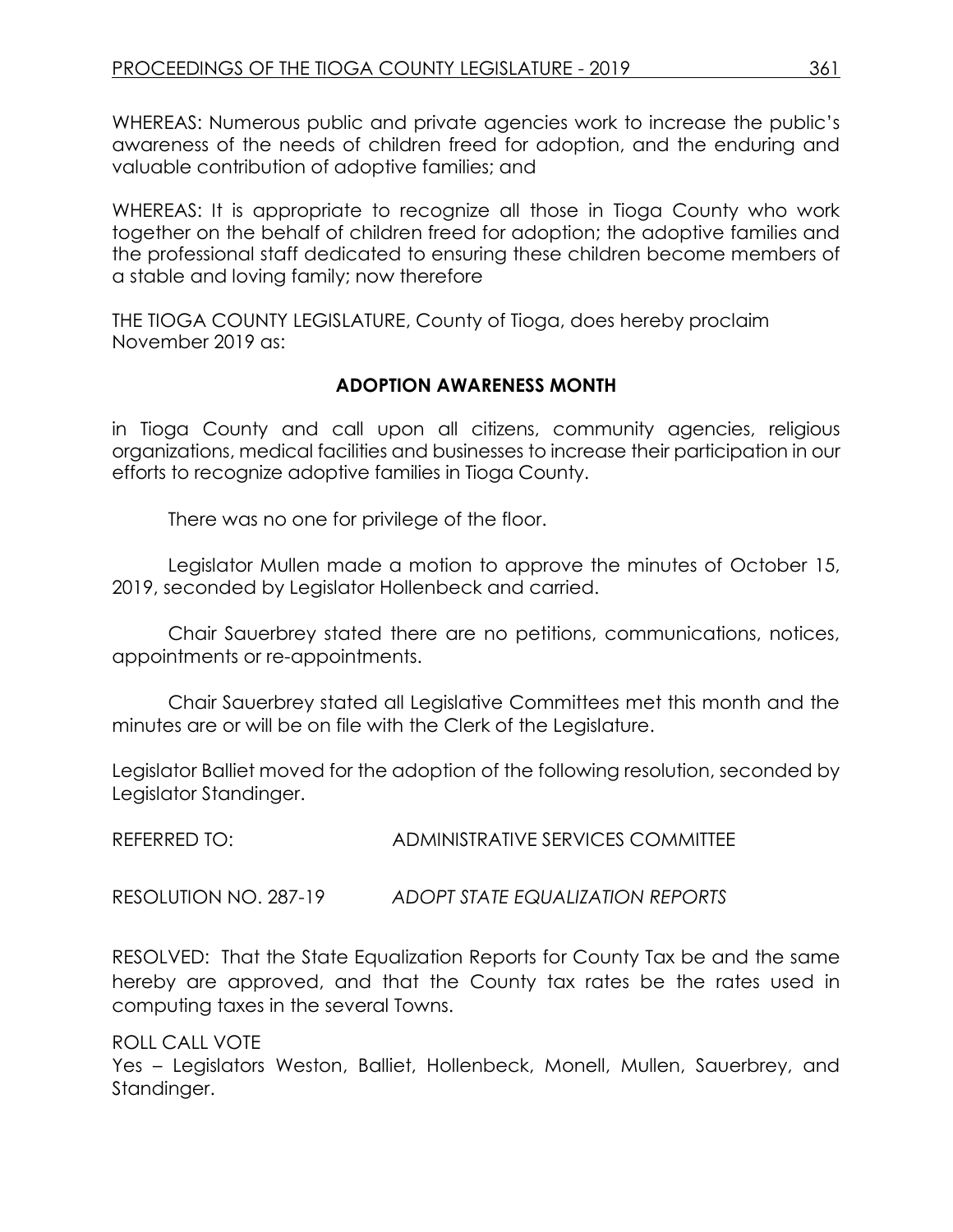WHEREAS: Numerous public and private agencies work to increase the public's awareness of the needs of children freed for adoption, and the enduring and valuable contribution of adoptive families; and

WHEREAS: It is appropriate to recognize all those in Tioga County who work together on the behalf of children freed for adoption; the adoptive families and the professional staff dedicated to ensuring these children become members of a stable and loving family; now therefore

THE TIOGA COUNTY LEGISLATURE, County of Tioga, does hereby proclaim November 2019 as:

**ADOPTION AWARENESS MONTH**

in Tioga County and call upon all citizens, community agencies, religious organizations, medical facilities and businesses to increase their participation in our efforts to recognize adoptive families in Tioga County.

There was no one for privilege of the floor.

Legislator Mullen made a motion to approve the minutes of October 15, 2019, seconded by Legislator Hollenbeck and carried.

Chair Sauerbrey stated there are no petitions, communications, notices, appointments or re-appointments.

Chair Sauerbrey stated all Legislative Committees met this month and the minutes are or will be on file with the Clerk of the Legislature.

Legislator Balliet moved for the adoption of the following resolution, seconded by Legislator Standinger.

REFERRED TO: ADMINISTRATIVE SERVICES COMMITTEE

RESOLUTION NO. 287-19 *ADOPT STATE EQUALIZATION REPORTS*

RESOLVED: That the State Equalization Reports for County Tax be and the same hereby are approved, and that the County tax rates be the rates used in computing taxes in the several Towns.

ROLL CALL VOTE
Yes – Legislators Weston, Balliet, Hollenbeck, Monell, Mullen, Sauerbrey, and Standinger.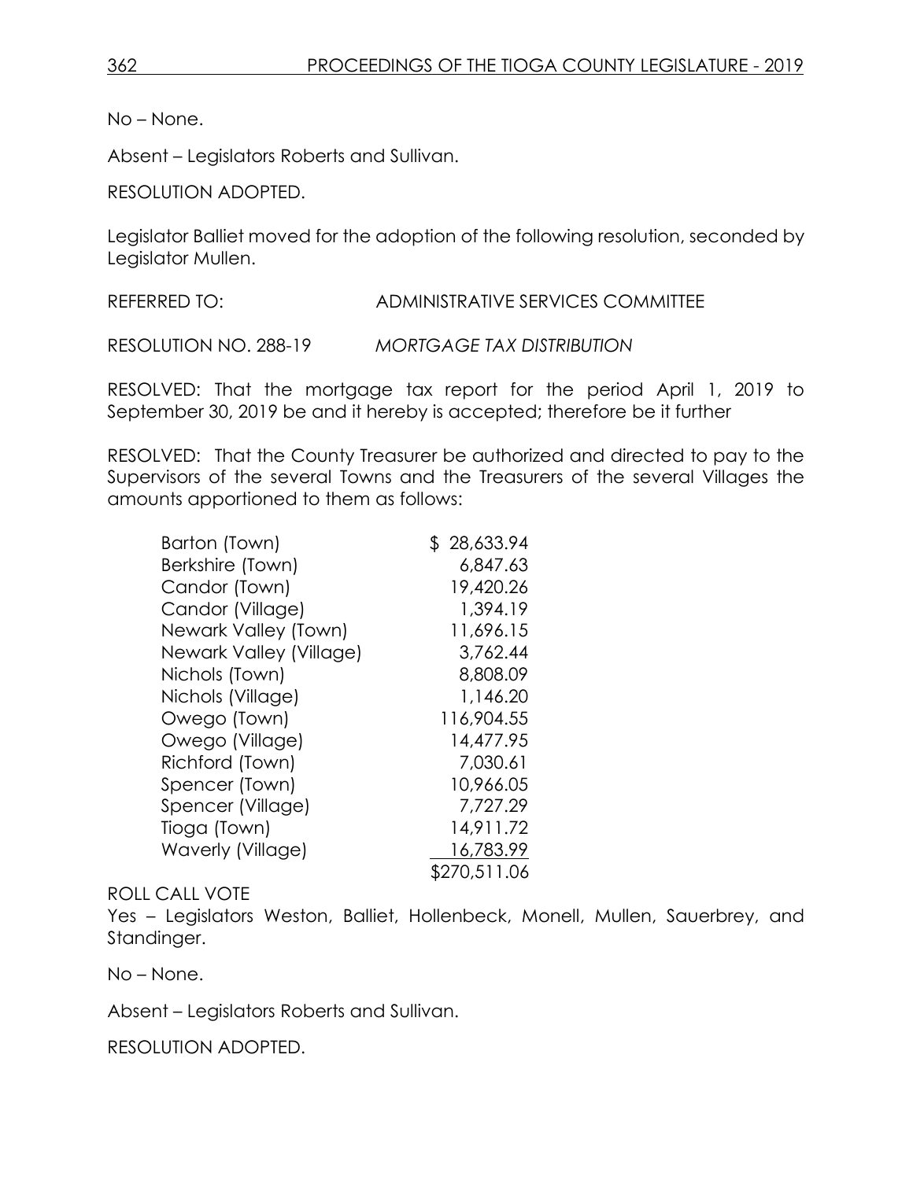No – None.

Absent – Legislators Roberts and Sullivan.

RESOLUTION ADOPTED.

Legislator Balliet moved for the adoption of the following resolution, seconded by Legislator Mullen.

REFERRED TO: ADMINISTRATIVE SERVICES COMMITTEE

RESOLUTION NO. 288-19 *MORTGAGE TAX DISTRIBUTION*

RESOLVED: That the mortgage tax report for the period April 1, 2019 to September 30, 2019 be and it hereby is accepted; therefore be it further

RESOLVED: That the County Treasurer be authorized and directed to pay to the Supervisors of the several Towns and the Treasurers of the several Villages the amounts apportioned to them as follows:

| | |
|---|---|
| Barton (Town) | $ 28,633.94 |
| Berkshire (Town) | 6,847.63 |
| Candor (Town) | 19,420.26 |
| Candor (Village) | 1,394.19 |
| Newark Valley (Town) | 11,696.15 |
| Newark Valley (Village) | 3,762.44 |
| Nichols (Town) | 8,808.09 |
| Nichols (Village) | 1,146.20 |
| Owego (Town) | 116,904.55 |
| Owego (Village) | 14,477.95 |
| Richford (Town) | 7,030.61 |
| Spencer (Town) | 10,966.05 |
| Spencer (Village) | 7,727.29 |
| Tioga (Town) | 14,911.72 |
| Waverly (Village) | 16,783.99 |
| | $270,511.06 |

ROLL CALL VOTE
Yes – Legislators Weston, Balliet, Hollenbeck, Monell, Mullen, Sauerbrey, and Standinger.

No – None.

Absent – Legislators Roberts and Sullivan.

RESOLUTION ADOPTED.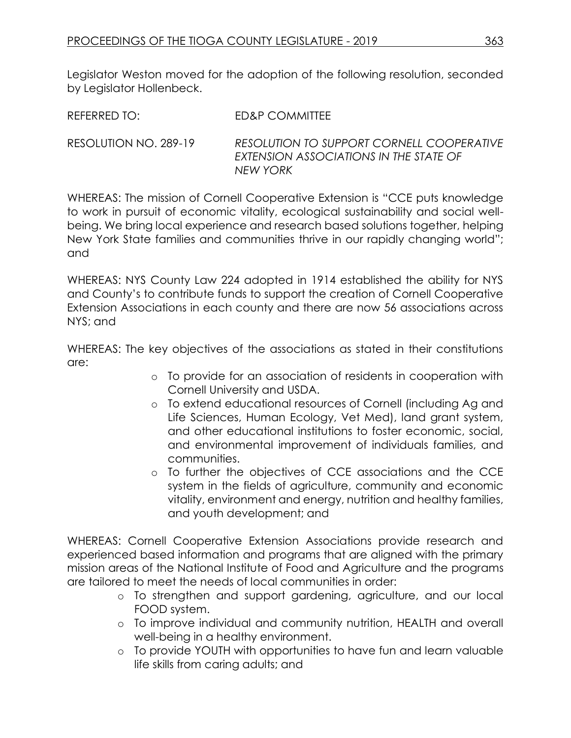Legislator Weston moved for the adoption of the following resolution, seconded by Legislator Hollenbeck.

REFERRED TO: ED&P COMMITTEE

RESOLUTION NO. 289-19 *RESOLUTION TO SUPPORT CORNELL COOPERATIVE EXTENSION ASSOCIATIONS IN THE STATE OF NEW YORK*

WHEREAS: The mission of Cornell Cooperative Extension is "CCE puts knowledge to work in pursuit of economic vitality, ecological sustainability and social well-being. We bring local experience and research based solutions together, helping New York State families and communities thrive in our rapidly changing world"; and

WHEREAS: NYS County Law 224 adopted in 1914 established the ability for NYS and County's to contribute funds to support the creation of Cornell Cooperative Extension Associations in each county and there are now 56 associations across NYS; and

WHEREAS: The key objectives of the associations as stated in their constitutions are:

- To provide for an association of residents in cooperation with Cornell University and USDA.
- To extend educational resources of Cornell (including Ag and Life Sciences, Human Ecology, Vet Med), land grant system, and other educational institutions to foster economic, social, and environmental improvement of individuals families, and communities.
- To further the objectives of CCE associations and the CCE system in the fields of agriculture, community and economic vitality, environment and energy, nutrition and healthy families, and youth development; and

WHEREAS: Cornell Cooperative Extension Associations provide research and experienced based information and programs that are aligned with the primary mission areas of the National Institute of Food and Agriculture and the programs are tailored to meet the needs of local communities in order:

- To strengthen and support gardening, agriculture, and our local FOOD system.
- To improve individual and community nutrition, HEALTH and overall well-being in a healthy environment.
- To provide YOUTH with opportunities to have fun and learn valuable life skills from caring adults; and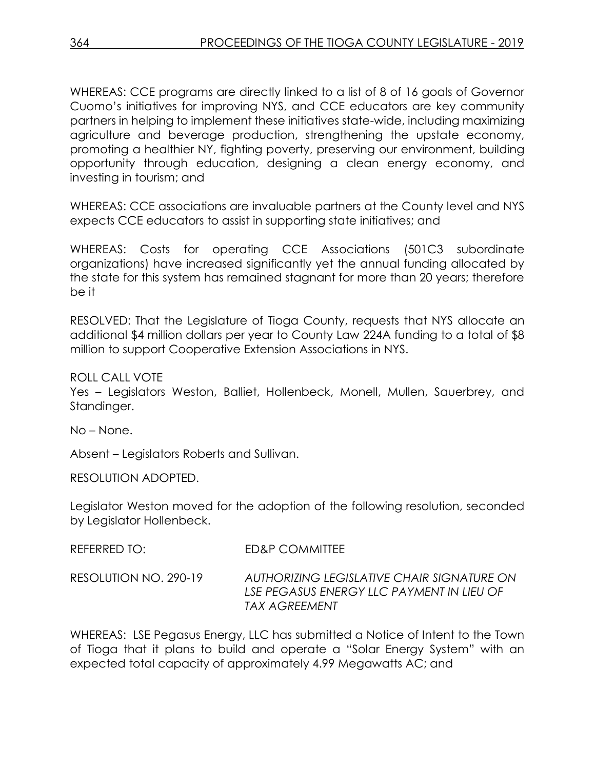WHEREAS: CCE programs are directly linked to a list of 8 of 16 goals of Governor Cuomo's initiatives for improving NYS, and CCE educators are key community partners in helping to implement these initiatives state-wide, including maximizing agriculture and beverage production, strengthening the upstate economy, promoting a healthier NY, fighting poverty, preserving our environment, building opportunity through education, designing a clean energy economy, and investing in tourism; and

WHEREAS: CCE associations are invaluable partners at the County level and NYS expects CCE educators to assist in supporting state initiatives; and

WHEREAS: Costs for operating CCE Associations (501C3 subordinate organizations) have increased significantly yet the annual funding allocated by the state for this system has remained stagnant for more than 20 years; therefore be it

RESOLVED: That the Legislature of Tioga County, requests that NYS allocate an additional $4 million dollars per year to County Law 224A funding to a total of $8 million to support Cooperative Extension Associations in NYS.

ROLL CALL VOTE
Yes – Legislators Weston, Balliet, Hollenbeck, Monell, Mullen, Sauerbrey, and Standinger.

No – None.

Absent – Legislators Roberts and Sullivan.

RESOLUTION ADOPTED.

Legislator Weston moved for the adoption of the following resolution, seconded by Legislator Hollenbeck.

REFERRED TO: ED&P COMMITTEE

RESOLUTION NO. 290-19 *AUTHORIZING LEGISLATIVE CHAIR SIGNATURE ON LSE PEGASUS ENERGY LLC PAYMENT IN LIEU OF TAX AGREEMENT*

WHEREAS: LSE Pegasus Energy, LLC has submitted a Notice of Intent to the Town of Tioga that it plans to build and operate a "Solar Energy System" with an expected total capacity of approximately 4.99 Megawatts AC; and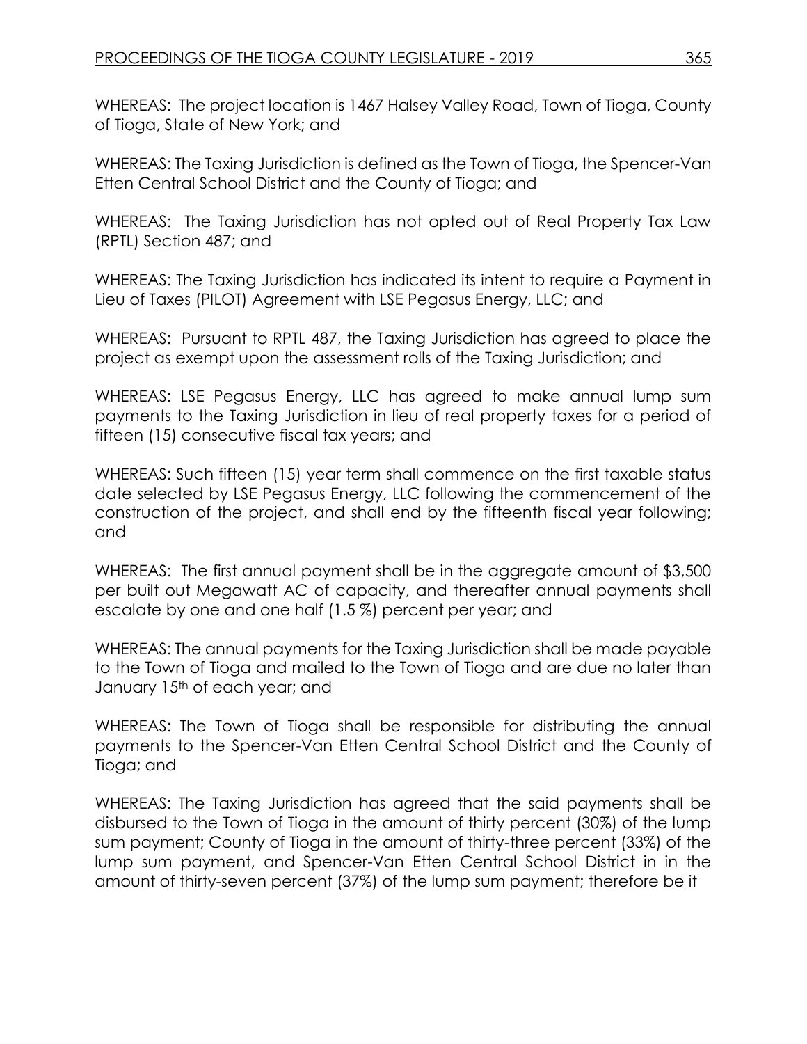WHEREAS: The project location is 1467 Halsey Valley Road, Town of Tioga, County of Tioga, State of New York; and

WHEREAS: The Taxing Jurisdiction is defined as the Town of Tioga, the Spencer-Van Etten Central School District and the County of Tioga; and

WHEREAS: The Taxing Jurisdiction has not opted out of Real Property Tax Law (RPTL) Section 487; and

WHEREAS: The Taxing Jurisdiction has indicated its intent to require a Payment in Lieu of Taxes (PILOT) Agreement with LSE Pegasus Energy, LLC; and

WHEREAS: Pursuant to RPTL 487, the Taxing Jurisdiction has agreed to place the project as exempt upon the assessment rolls of the Taxing Jurisdiction; and

WHEREAS: LSE Pegasus Energy, LLC has agreed to make annual lump sum payments to the Taxing Jurisdiction in lieu of real property taxes for a period of fifteen (15) consecutive fiscal tax years; and

WHEREAS: Such fifteen (15) year term shall commence on the first taxable status date selected by LSE Pegasus Energy, LLC following the commencement of the construction of the project, and shall end by the fifteenth fiscal year following; and

WHEREAS: The first annual payment shall be in the aggregate amount of $3,500 per built out Megawatt AC of capacity, and thereafter annual payments shall escalate by one and one half (1.5 %) percent per year; and

WHEREAS: The annual payments for the Taxing Jurisdiction shall be made payable to the Town of Tioga and mailed to the Town of Tioga and are due no later than January 15th of each year; and

WHEREAS: The Town of Tioga shall be responsible for distributing the annual payments to the Spencer-Van Etten Central School District and the County of Tioga; and

WHEREAS: The Taxing Jurisdiction has agreed that the said payments shall be disbursed to the Town of Tioga in the amount of thirty percent (30%) of the lump sum payment; County of Tioga in the amount of thirty-three percent (33%) of the lump sum payment, and Spencer-Van Etten Central School District in in the amount of thirty-seven percent (37%) of the lump sum payment; therefore be it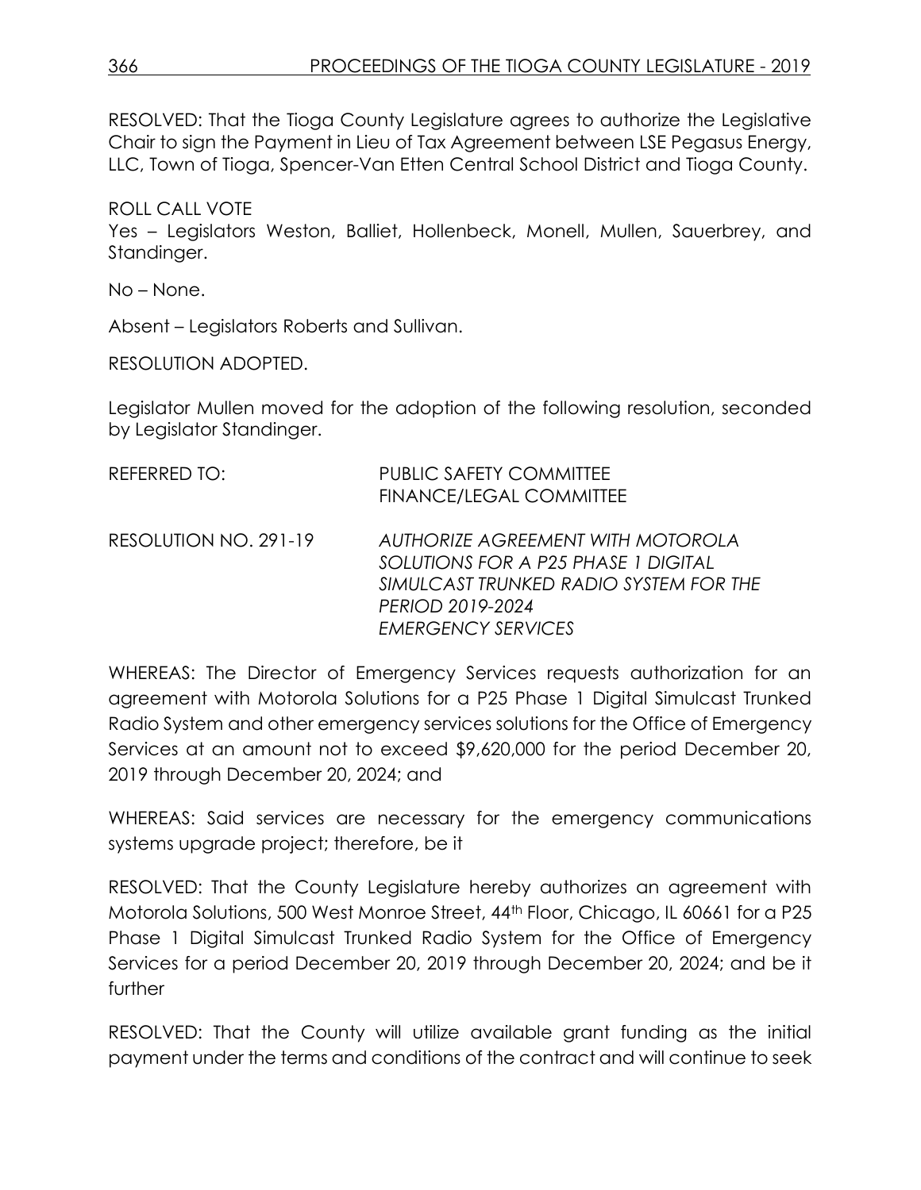RESOLVED: That the Tioga County Legislature agrees to authorize the Legislative Chair to sign the Payment in Lieu of Tax Agreement between LSE Pegasus Energy, LLC, Town of Tioga, Spencer-Van Etten Central School District and Tioga County.

ROLL CALL VOTE
Yes – Legislators Weston, Balliet, Hollenbeck, Monell, Mullen, Sauerbrey, and Standinger.

No – None.

Absent – Legislators Roberts and Sullivan.

RESOLUTION ADOPTED.

Legislator Mullen moved for the adoption of the following resolution, seconded by Legislator Standinger.

REFERRED TO: PUBLIC SAFETY COMMITTEE
FINANCE/LEGAL COMMITTEE

RESOLUTION NO. 291-19 *AUTHORIZE AGREEMENT WITH MOTOROLA SOLUTIONS FOR A P25 PHASE 1 DIGITAL SIMULCAST TRUNKED RADIO SYSTEM FOR THE PERIOD 2019-2024*
*EMERGENCY SERVICES*

WHEREAS: The Director of Emergency Services requests authorization for an agreement with Motorola Solutions for a P25 Phase 1 Digital Simulcast Trunked Radio System and other emergency services solutions for the Office of Emergency Services at an amount not to exceed $9,620,000 for the period December 20, 2019 through December 20, 2024; and

WHEREAS: Said services are necessary for the emergency communications systems upgrade project; therefore, be it

RESOLVED: That the County Legislature hereby authorizes an agreement with Motorola Solutions, 500 West Monroe Street, 44th Floor, Chicago, IL 60661 for a P25 Phase 1 Digital Simulcast Trunked Radio System for the Office of Emergency Services for a period December 20, 2019 through December 20, 2024; and be it further

RESOLVED: That the County will utilize available grant funding as the initial payment under the terms and conditions of the contract and will continue to seek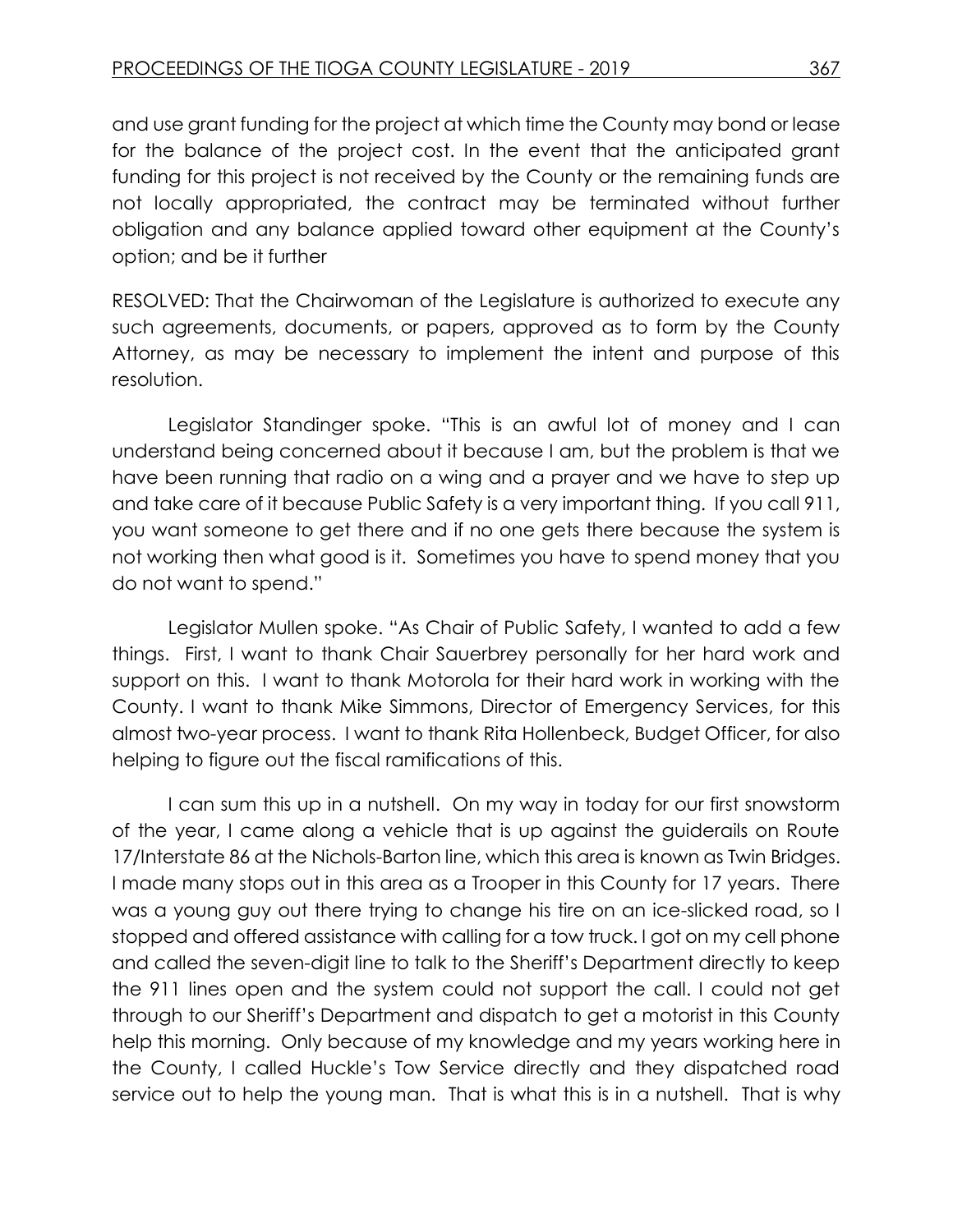and use grant funding for the project at which time the County may bond or lease for the balance of the project cost. In the event that the anticipated grant funding for this project is not received by the County or the remaining funds are not locally appropriated, the contract may be terminated without further obligation and any balance applied toward other equipment at the County's option; and be it further

RESOLVED: That the Chairwoman of the Legislature is authorized to execute any such agreements, documents, or papers, approved as to form by the County Attorney, as may be necessary to implement the intent and purpose of this resolution.

Legislator Standinger spoke. "This is an awful lot of money and I can understand being concerned about it because I am, but the problem is that we have been running that radio on a wing and a prayer and we have to step up and take care of it because Public Safety is a very important thing. If you call 911, you want someone to get there and if no one gets there because the system is not working then what good is it. Sometimes you have to spend money that you do not want to spend."

Legislator Mullen spoke. "As Chair of Public Safety, I wanted to add a few things. First, I want to thank Chair Sauerbrey personally for her hard work and support on this. I want to thank Motorola for their hard work in working with the County. I want to thank Mike Simmons, Director of Emergency Services, for this almost two-year process. I want to thank Rita Hollenbeck, Budget Officer, for also helping to figure out the fiscal ramifications of this.

I can sum this up in a nutshell. On my way in today for our first snowstorm of the year, I came along a vehicle that is up against the guiderails on Route 17/Interstate 86 at the Nichols-Barton line, which this area is known as Twin Bridges. I made many stops out in this area as a Trooper in this County for 17 years. There was a young guy out there trying to change his tire on an ice-slicked road, so I stopped and offered assistance with calling for a tow truck. I got on my cell phone and called the seven-digit line to talk to the Sheriff's Department directly to keep the 911 lines open and the system could not support the call. I could not get through to our Sheriff's Department and dispatch to get a motorist in this County help this morning. Only because of my knowledge and my years working here in the County, I called Huckle's Tow Service directly and they dispatched road service out to help the young man. That is what this is in a nutshell. That is why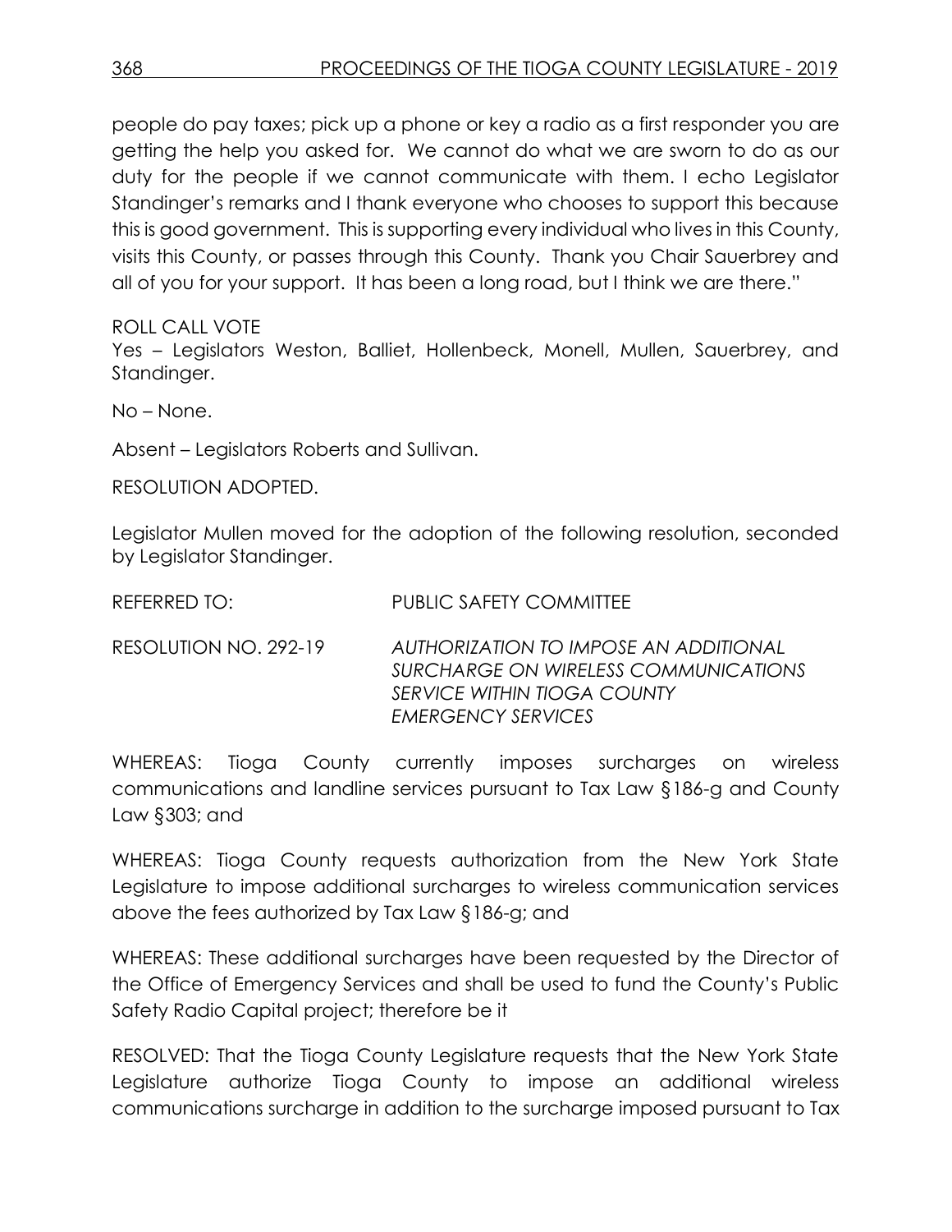people do pay taxes; pick up a phone or key a radio as a first responder you are getting the help you asked for. We cannot do what we are sworn to do as our duty for the people if we cannot communicate with them. I echo Legislator Standinger's remarks and I thank everyone who chooses to support this because this is good government. This is supporting every individual who lives in this County, visits this County, or passes through this County. Thank you Chair Sauerbrey and all of you for your support. It has been a long road, but I think we are there."

ROLL CALL VOTE
Yes – Legislators Weston, Balliet, Hollenbeck, Monell, Mullen, Sauerbrey, and Standinger.

No – None.

Absent – Legislators Roberts and Sullivan.

RESOLUTION ADOPTED.

Legislator Mullen moved for the adoption of the following resolution, seconded by Legislator Standinger.

REFERRED TO: PUBLIC SAFETY COMMITTEE

RESOLUTION NO. 292-19 *AUTHORIZATION TO IMPOSE AN ADDITIONAL SURCHARGE ON WIRELESS COMMUNICATIONS SERVICE WITHIN TIOGA COUNTY EMERGENCY SERVICES*

WHEREAS: Tioga County currently imposes surcharges on wireless communications and landline services pursuant to Tax Law §186-g and County Law §303; and

WHEREAS: Tioga County requests authorization from the New York State Legislature to impose additional surcharges to wireless communication services above the fees authorized by Tax Law §186-g; and

WHEREAS: These additional surcharges have been requested by the Director of the Office of Emergency Services and shall be used to fund the County's Public Safety Radio Capital project; therefore be it

RESOLVED: That the Tioga County Legislature requests that the New York State Legislature authorize Tioga County to impose an additional wireless communications surcharge in addition to the surcharge imposed pursuant to Tax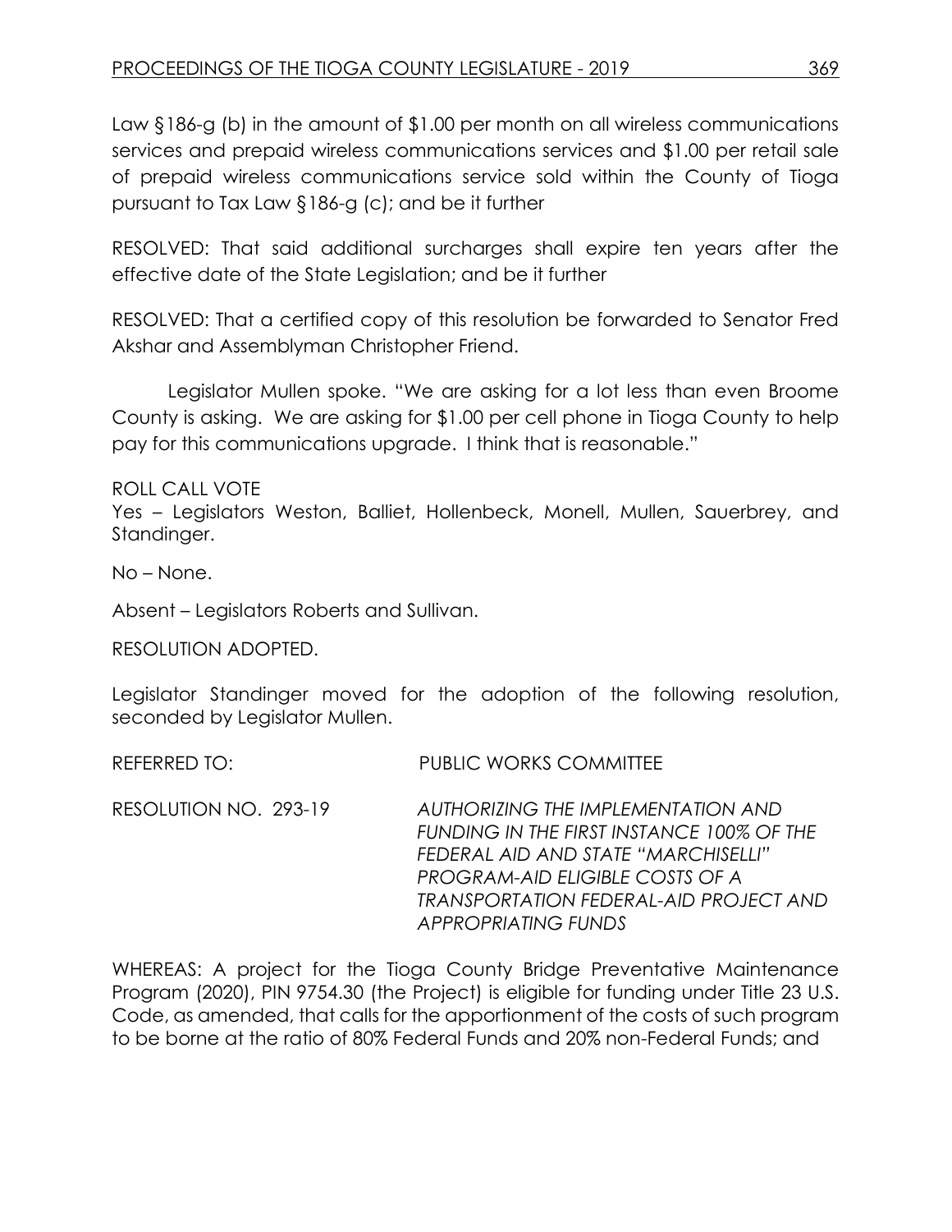Law §186-g (b) in the amount of $1.00 per month on all wireless communications services and prepaid wireless communications services and $1.00 per retail sale of prepaid wireless communications service sold within the County of Tioga pursuant to Tax Law §186-g (c); and be it further

RESOLVED: That said additional surcharges shall expire ten years after the effective date of the State Legislation; and be it further

RESOLVED: That a certified copy of this resolution be forwarded to Senator Fred Akshar and Assemblyman Christopher Friend.

Legislator Mullen spoke. "We are asking for a lot less than even Broome County is asking. We are asking for $1.00 per cell phone in Tioga County to help pay for this communications upgrade. I think that is reasonable."

ROLL CALL VOTE
Yes – Legislators Weston, Balliet, Hollenbeck, Monell, Mullen, Sauerbrey, and Standinger.

No – None.

Absent – Legislators Roberts and Sullivan.

RESOLUTION ADOPTED.

Legislator Standinger moved for the adoption of the following resolution, seconded by Legislator Mullen.

REFERRED TO: PUBLIC WORKS COMMITTEE

RESOLUTION NO. 293-19 *AUTHORIZING THE IMPLEMENTATION AND FUNDING IN THE FIRST INSTANCE 100% OF THE FEDERAL AID AND STATE "MARCHISELLI" PROGRAM-AID ELIGIBLE COSTS OF A TRANSPORTATION FEDERAL-AID PROJECT AND APPROPRIATING FUNDS*

WHEREAS: A project for the Tioga County Bridge Preventative Maintenance Program (2020), PIN 9754.30 (the Project) is eligible for funding under Title 23 U.S. Code, as amended, that calls for the apportionment of the costs of such program to be borne at the ratio of 80% Federal Funds and 20% non-Federal Funds; and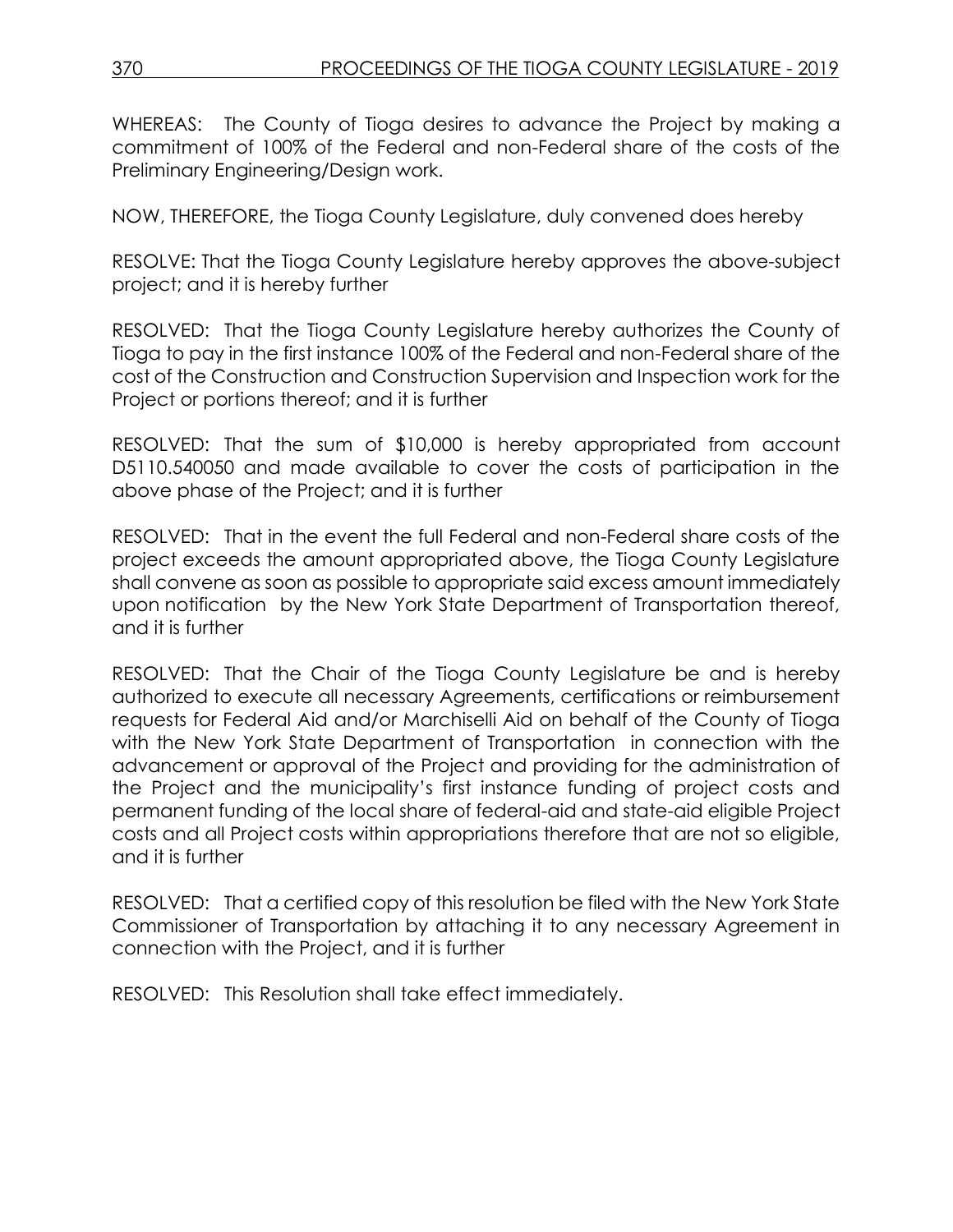WHEREAS: The County of Tioga desires to advance the Project by making a commitment of 100% of the Federal and non-Federal share of the costs of the Preliminary Engineering/Design work.

NOW, THEREFORE, the Tioga County Legislature, duly convened does hereby

RESOLVE: That the Tioga County Legislature hereby approves the above-subject project; and it is hereby further

RESOLVED: That the Tioga County Legislature hereby authorizes the County of Tioga to pay in the first instance 100% of the Federal and non-Federal share of the cost of the Construction and Construction Supervision and Inspection work for the Project or portions thereof; and it is further

RESOLVED: That the sum of $10,000 is hereby appropriated from account D5110.540050 and made available to cover the costs of participation in the above phase of the Project; and it is further

RESOLVED: That in the event the full Federal and non-Federal share costs of the project exceeds the amount appropriated above, the Tioga County Legislature shall convene as soon as possible to appropriate said excess amount immediately upon notification by the New York State Department of Transportation thereof, and it is further

RESOLVED: That the Chair of the Tioga County Legislature be and is hereby authorized to execute all necessary Agreements, certifications or reimbursement requests for Federal Aid and/or Marchiselli Aid on behalf of the County of Tioga with the New York State Department of Transportation in connection with the advancement or approval of the Project and providing for the administration of the Project and the municipality's first instance funding of project costs and permanent funding of the local share of federal-aid and state-aid eligible Project costs and all Project costs within appropriations therefore that are not so eligible, and it is further

RESOLVED: That a certified copy of this resolution be filed with the New York State Commissioner of Transportation by attaching it to any necessary Agreement in connection with the Project, and it is further

RESOLVED: This Resolution shall take effect immediately.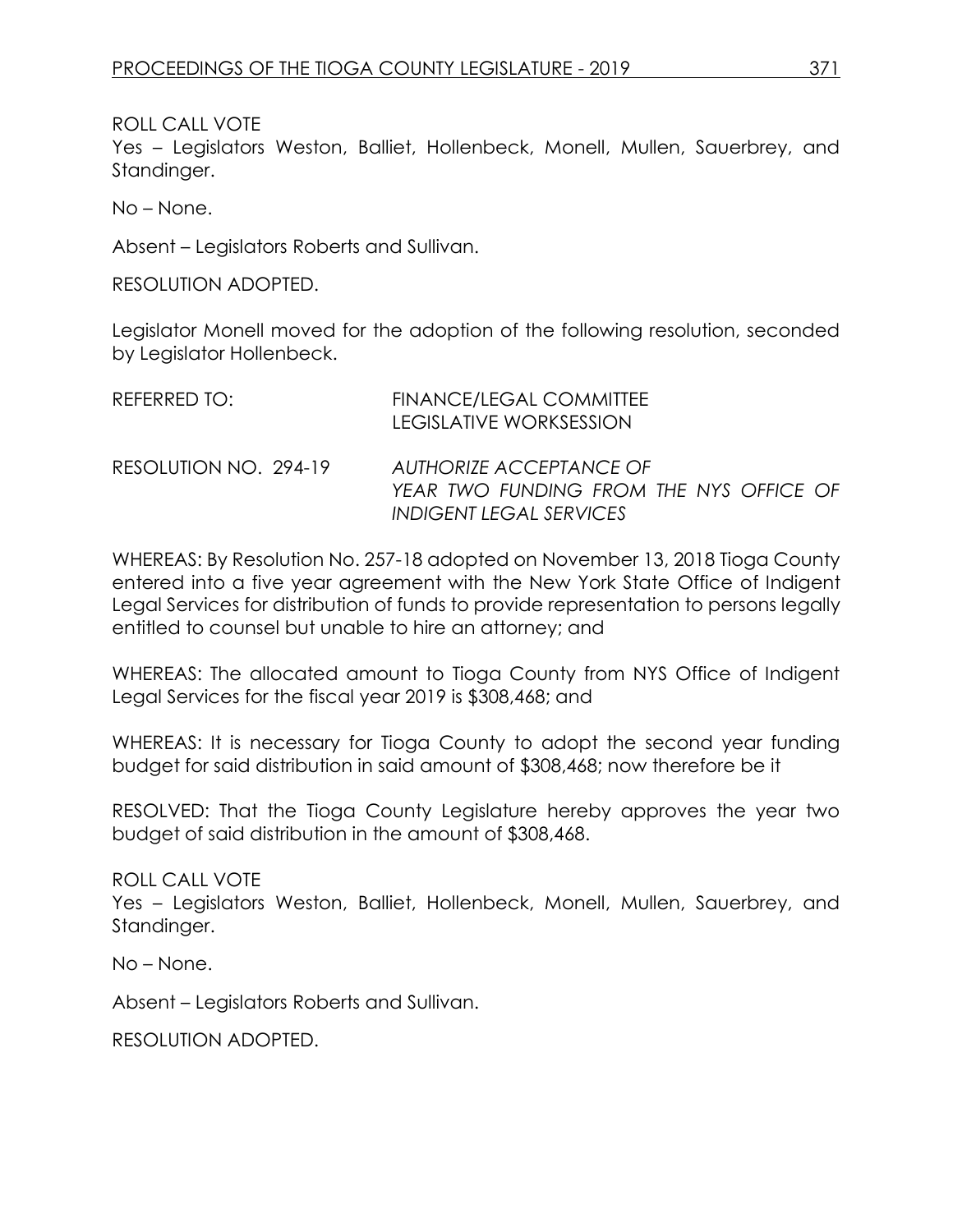ROLL CALL VOTE
Yes – Legislators Weston, Balliet, Hollenbeck, Monell, Mullen, Sauerbrey, and Standinger.

No – None.

Absent – Legislators Roberts and Sullivan.

RESOLUTION ADOPTED.

Legislator Monell moved for the adoption of the following resolution, seconded by Legislator Hollenbeck.

REFERRED TO: FINANCE/LEGAL COMMITTEE
LEGISLATIVE WORKSESSION

RESOLUTION NO. 294-19 *AUTHORIZE ACCEPTANCE OF YEAR TWO FUNDING FROM THE NYS OFFICE OF INDIGENT LEGAL SERVICES*

WHEREAS: By Resolution No. 257-18 adopted on November 13, 2018 Tioga County entered into a five year agreement with the New York State Office of Indigent Legal Services for distribution of funds to provide representation to persons legally entitled to counsel but unable to hire an attorney; and

WHEREAS: The allocated amount to Tioga County from NYS Office of Indigent Legal Services for the fiscal year 2019 is $308,468; and

WHEREAS: It is necessary for Tioga County to adopt the second year funding budget for said distribution in said amount of $308,468; now therefore be it

RESOLVED: That the Tioga County Legislature hereby approves the year two budget of said distribution in the amount of $308,468.

ROLL CALL VOTE
Yes – Legislators Weston, Balliet, Hollenbeck, Monell, Mullen, Sauerbrey, and Standinger.

No – None.

Absent – Legislators Roberts and Sullivan.

RESOLUTION ADOPTED.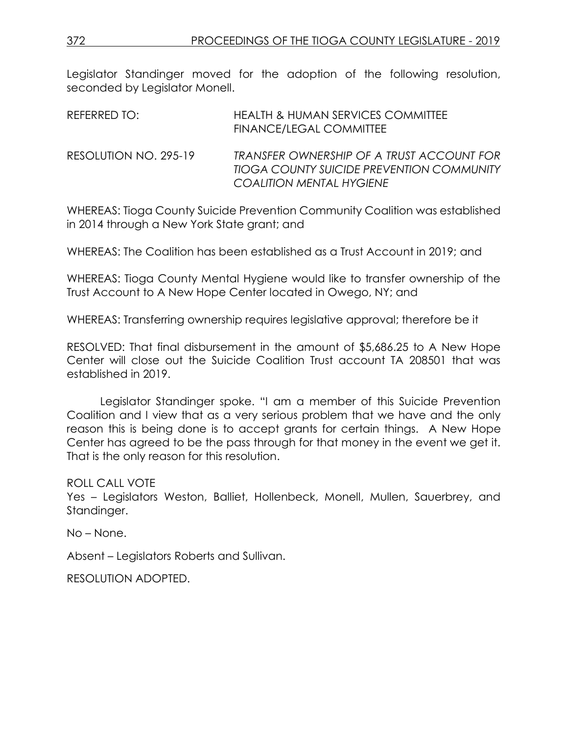Legislator Standinger moved for the adoption of the following resolution, seconded by Legislator Monell.

REFERRED TO: HEALTH & HUMAN SERVICES COMMITTEE
FINANCE/LEGAL COMMITTEE

RESOLUTION NO. 295-19 *TRANSFER OWNERSHIP OF A TRUST ACCOUNT FOR TIOGA COUNTY SUICIDE PREVENTION COMMUNITY COALITION MENTAL HYGIENE*

WHEREAS: Tioga County Suicide Prevention Community Coalition was established in 2014 through a New York State grant; and

WHEREAS: The Coalition has been established as a Trust Account in 2019; and

WHEREAS: Tioga County Mental Hygiene would like to transfer ownership of the Trust Account to A New Hope Center located in Owego, NY; and

WHEREAS: Transferring ownership requires legislative approval; therefore be it

RESOLVED: That final disbursement in the amount of $5,686.25 to A New Hope Center will close out the Suicide Coalition Trust account TA 208501 that was established in 2019.

Legislator Standinger spoke. "I am a member of this Suicide Prevention Coalition and I view that as a very serious problem that we have and the only reason this is being done is to accept grants for certain things. A New Hope Center has agreed to be the pass through for that money in the event we get it. That is the only reason for this resolution.

ROLL CALL VOTE
Yes – Legislators Weston, Balliet, Hollenbeck, Monell, Mullen, Sauerbrey, and Standinger.

No – None.

Absent – Legislators Roberts and Sullivan.

RESOLUTION ADOPTED.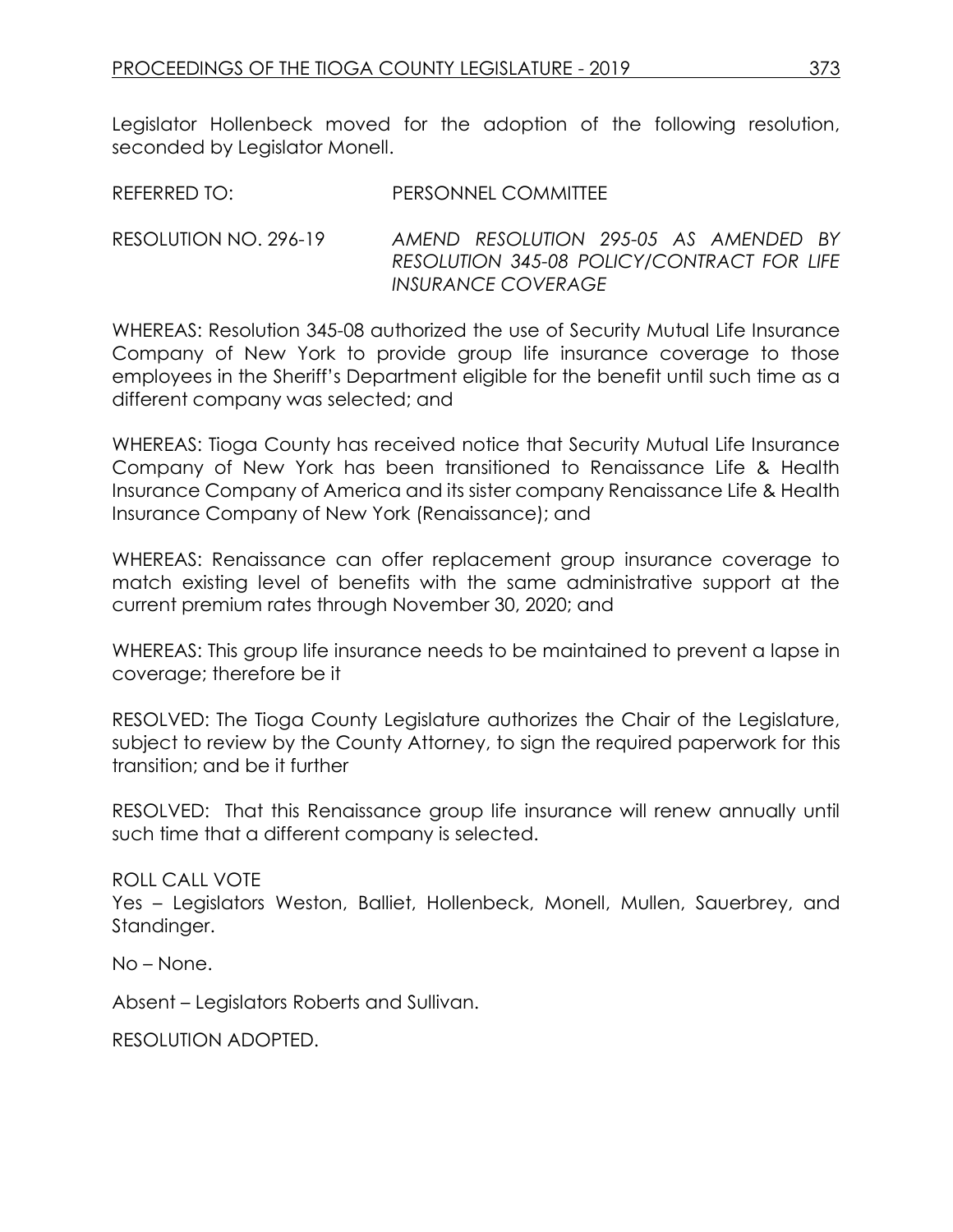Legislator Hollenbeck moved for the adoption of the following resolution, seconded by Legislator Monell.

REFERRED TO: PERSONNEL COMMITTEE

RESOLUTION NO. 296-19 *AMEND RESOLUTION 295-05 AS AMENDED BY RESOLUTION 345-08 POLICY/CONTRACT FOR LIFE INSURANCE COVERAGE*

WHEREAS: Resolution 345-08 authorized the use of Security Mutual Life Insurance Company of New York to provide group life insurance coverage to those employees in the Sheriff's Department eligible for the benefit until such time as a different company was selected; and

WHEREAS: Tioga County has received notice that Security Mutual Life Insurance Company of New York has been transitioned to Renaissance Life & Health Insurance Company of America and its sister company Renaissance Life & Health Insurance Company of New York (Renaissance); and

WHEREAS: Renaissance can offer replacement group insurance coverage to match existing level of benefits with the same administrative support at the current premium rates through November 30, 2020; and

WHEREAS: This group life insurance needs to be maintained to prevent a lapse in coverage; therefore be it

RESOLVED: The Tioga County Legislature authorizes the Chair of the Legislature, subject to review by the County Attorney, to sign the required paperwork for this transition; and be it further

RESOLVED: That this Renaissance group life insurance will renew annually until such time that a different company is selected.

ROLL CALL VOTE

Yes – Legislators Weston, Balliet, Hollenbeck, Monell, Mullen, Sauerbrey, and Standinger.

No – None.

Absent – Legislators Roberts and Sullivan.

RESOLUTION ADOPTED.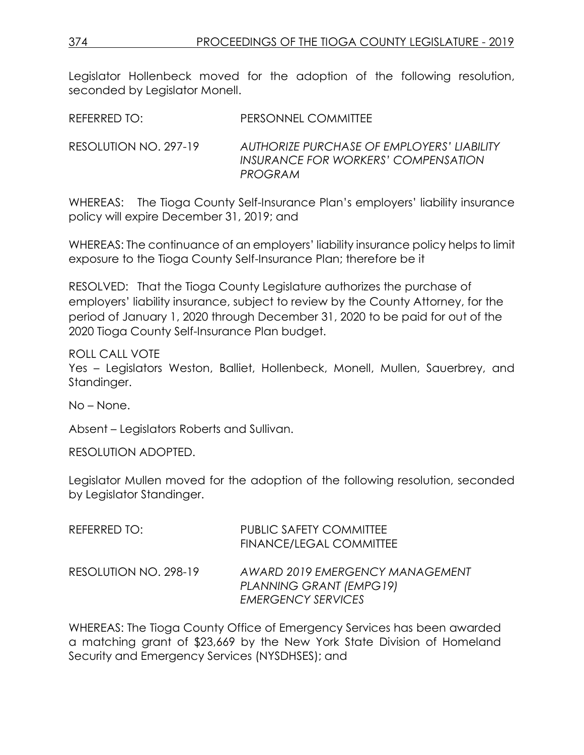Legislator Hollenbeck moved for the adoption of the following resolution, seconded by Legislator Monell.

REFERRED TO: PERSONNEL COMMITTEE

RESOLUTION NO. 297-19 *AUTHORIZE PURCHASE OF EMPLOYERS' LIABILITY INSURANCE FOR WORKERS' COMPENSATION PROGRAM*

WHEREAS: The Tioga County Self-Insurance Plan's employers' liability insurance policy will expire December 31, 2019; and

WHEREAS: The continuance of an employers' liability insurance policy helps to limit exposure to the Tioga County Self-Insurance Plan; therefore be it

RESOLVED: That the Tioga County Legislature authorizes the purchase of employers' liability insurance, subject to review by the County Attorney, for the period of January 1, 2020 through December 31, 2020 to be paid for out of the 2020 Tioga County Self-Insurance Plan budget.

ROLL CALL VOTE
Yes – Legislators Weston, Balliet, Hollenbeck, Monell, Mullen, Sauerbrey, and Standinger.

No – None.

Absent – Legislators Roberts and Sullivan.

RESOLUTION ADOPTED.

Legislator Mullen moved for the adoption of the following resolution, seconded by Legislator Standinger.

REFERRED TO: PUBLIC SAFETY COMMITTEE
FINANCE/LEGAL COMMITTEE

RESOLUTION NO. 298-19 *AWARD 2019 EMERGENCY MANAGEMENT PLANNING GRANT (EMPG19) EMERGENCY SERVICES*

WHEREAS: The Tioga County Office of Emergency Services has been awarded a matching grant of $23,669 by the New York State Division of Homeland Security and Emergency Services (NYSDHSES); and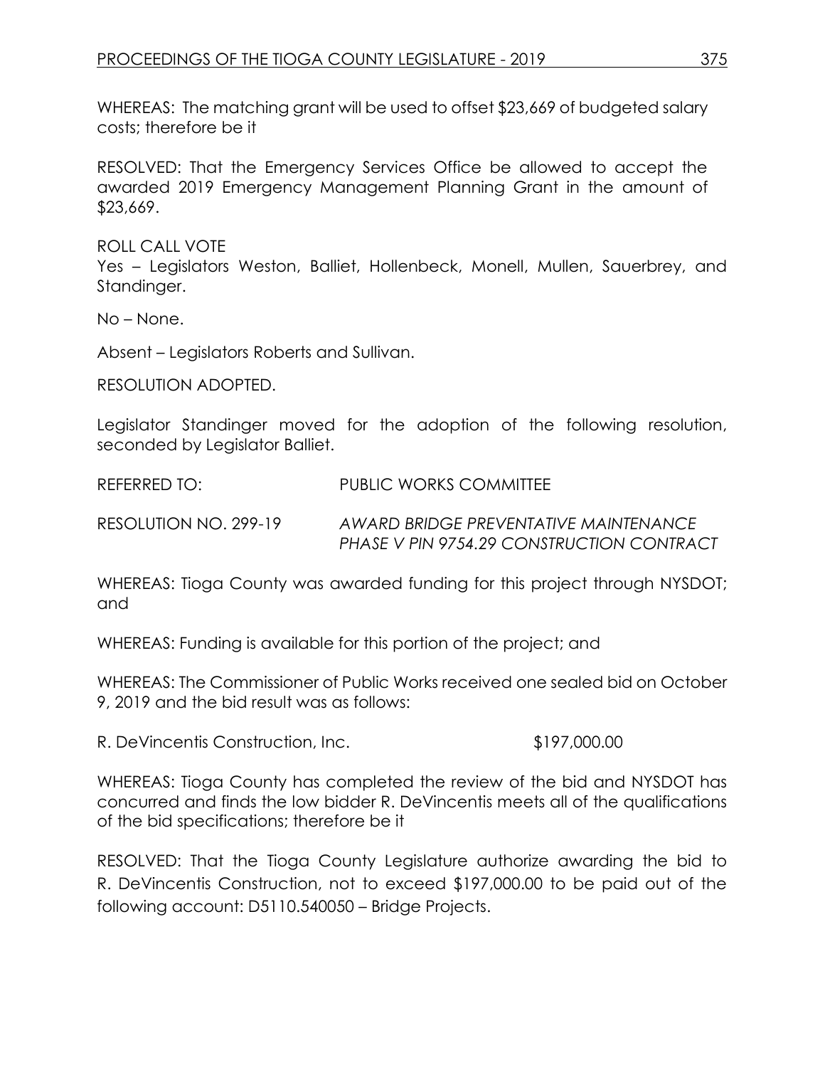WHEREAS: The matching grant will be used to offset $23,669 of budgeted salary costs; therefore be it

RESOLVED: That the Emergency Services Office be allowed to accept the awarded 2019 Emergency Management Planning Grant in the amount of $23,669.

ROLL CALL VOTE
Yes – Legislators Weston, Balliet, Hollenbeck, Monell, Mullen, Sauerbrey, and Standinger.

No – None.

Absent – Legislators Roberts and Sullivan.

RESOLUTION ADOPTED.

Legislator Standinger moved for the adoption of the following resolution, seconded by Legislator Balliet.

REFERRED TO: PUBLIC WORKS COMMITTEE

RESOLUTION NO. 299-19 *AWARD BRIDGE PREVENTATIVE MAINTENANCE PHASE V PIN 9754.29 CONSTRUCTION CONTRACT*

WHEREAS: Tioga County was awarded funding for this project through NYSDOT; and

WHEREAS: Funding is available for this portion of the project; and

WHEREAS: The Commissioner of Public Works received one sealed bid on October 9, 2019 and the bid result was as follows:

R. DeVincentis Construction, Inc. $197,000.00

WHEREAS: Tioga County has completed the review of the bid and NYSDOT has concurred and finds the low bidder R. DeVincentis meets all of the qualifications of the bid specifications; therefore be it

RESOLVED: That the Tioga County Legislature authorize awarding the bid to R. DeVincentis Construction, not to exceed $197,000.00 to be paid out of the following account: D5110.540050 – Bridge Projects.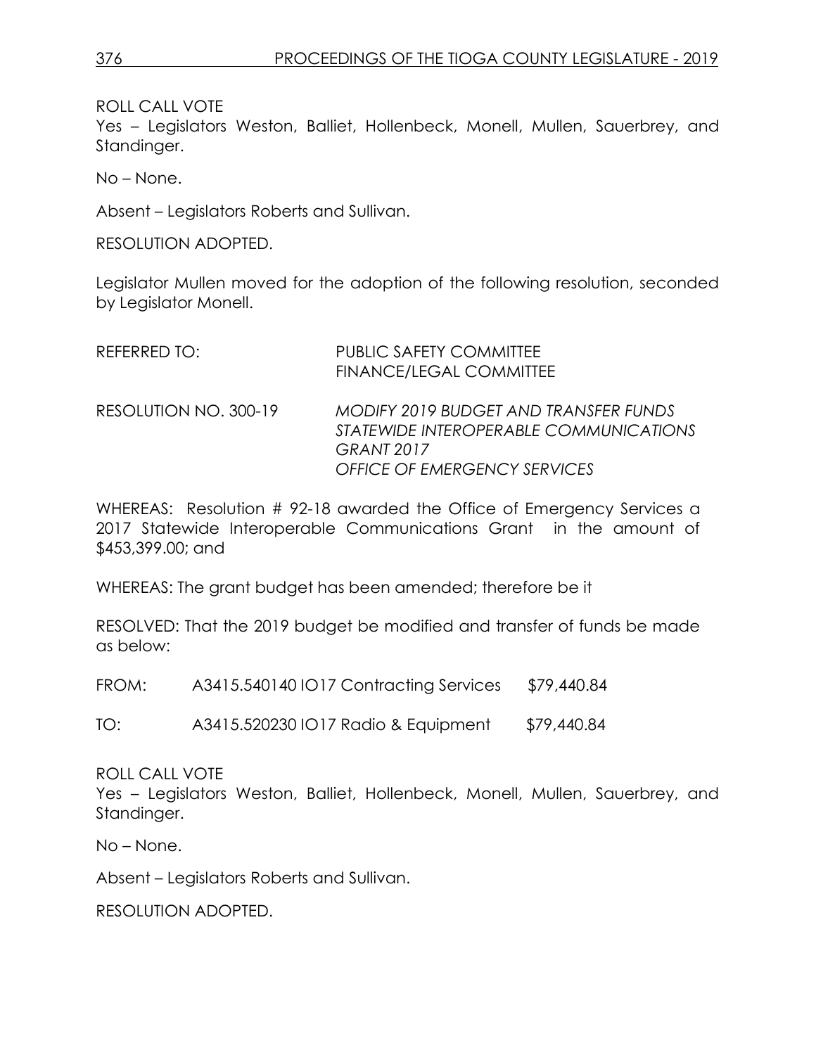ROLL CALL VOTE
Yes – Legislators Weston, Balliet, Hollenbeck, Monell, Mullen, Sauerbrey, and Standinger.

No – None.

Absent – Legislators Roberts and Sullivan.

RESOLUTION ADOPTED.

Legislator Mullen moved for the adoption of the following resolution, seconded by Legislator Monell.

REFERRED TO: PUBLIC SAFETY COMMITTEE
FINANCE/LEGAL COMMITTEE

RESOLUTION NO. 300-19 *MODIFY 2019 BUDGET AND TRANSFER FUNDS STATEWIDE INTEROPERABLE COMMUNICATIONS GRANT 2017 OFFICE OF EMERGENCY SERVICES*

WHEREAS: Resolution # 92-18 awarded the Office of Emergency Services a 2017 Statewide Interoperable Communications Grant in the amount of $453,399.00; and

WHEREAS: The grant budget has been amended; therefore be it

RESOLVED: That the 2019 budget be modified and transfer of funds be made as below:

FROM: A3415.540140 IO17 Contracting Services $79,440.84

TO: A3415.520230 IO17 Radio & Equipment $79,440.84

ROLL CALL VOTE
Yes – Legislators Weston, Balliet, Hollenbeck, Monell, Mullen, Sauerbrey, and Standinger.

No – None.

Absent – Legislators Roberts and Sullivan.

RESOLUTION ADOPTED.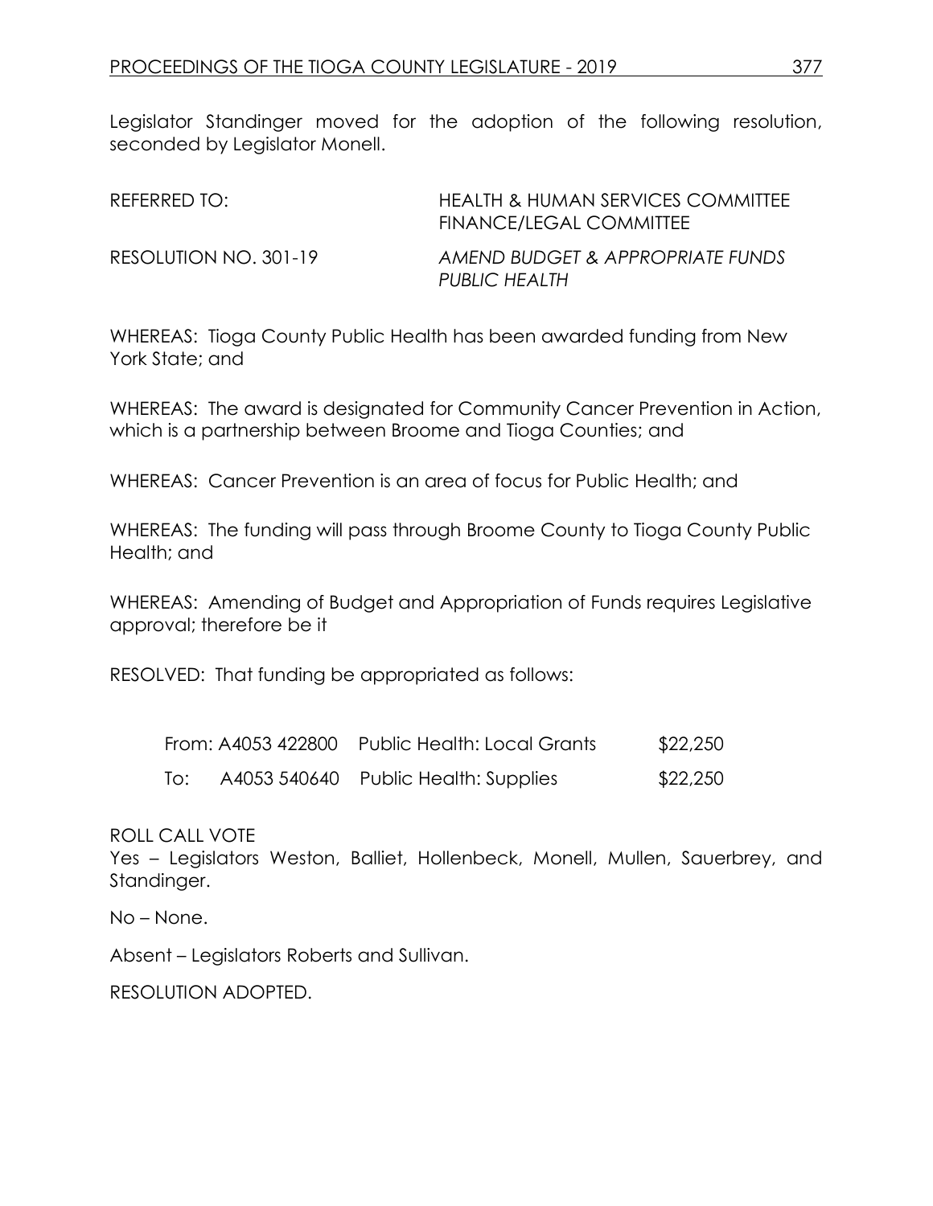Legislator Standinger moved for the adoption of the following resolution, seconded by Legislator Monell.

REFERRED TO: HEALTH & HUMAN SERVICES COMMITTEE
FINANCE/LEGAL COMMITTEE

RESOLUTION NO. 301-19 *AMEND BUDGET & APPROPRIATE FUNDS PUBLIC HEALTH*

WHEREAS: Tioga County Public Health has been awarded funding from New York State; and

WHEREAS: The award is designated for Community Cancer Prevention in Action, which is a partnership between Broome and Tioga Counties; and

WHEREAS: Cancer Prevention is an area of focus for Public Health; and

WHEREAS: The funding will pass through Broome County to Tioga County Public Health; and

WHEREAS: Amending of Budget and Appropriation of Funds requires Legislative approval; therefore be it

RESOLVED: That funding be appropriated as follows:

| | | | |
|---|---|---|---|
| From: | A4053 422800 | Public Health: Local Grants | $22,250 |
| To: | A4053 540640 | Public Health: Supplies | $22,250 |

ROLL CALL VOTE
Yes – Legislators Weston, Balliet, Hollenbeck, Monell, Mullen, Sauerbrey, and Standinger.

No – None.

Absent – Legislators Roberts and Sullivan.

RESOLUTION ADOPTED.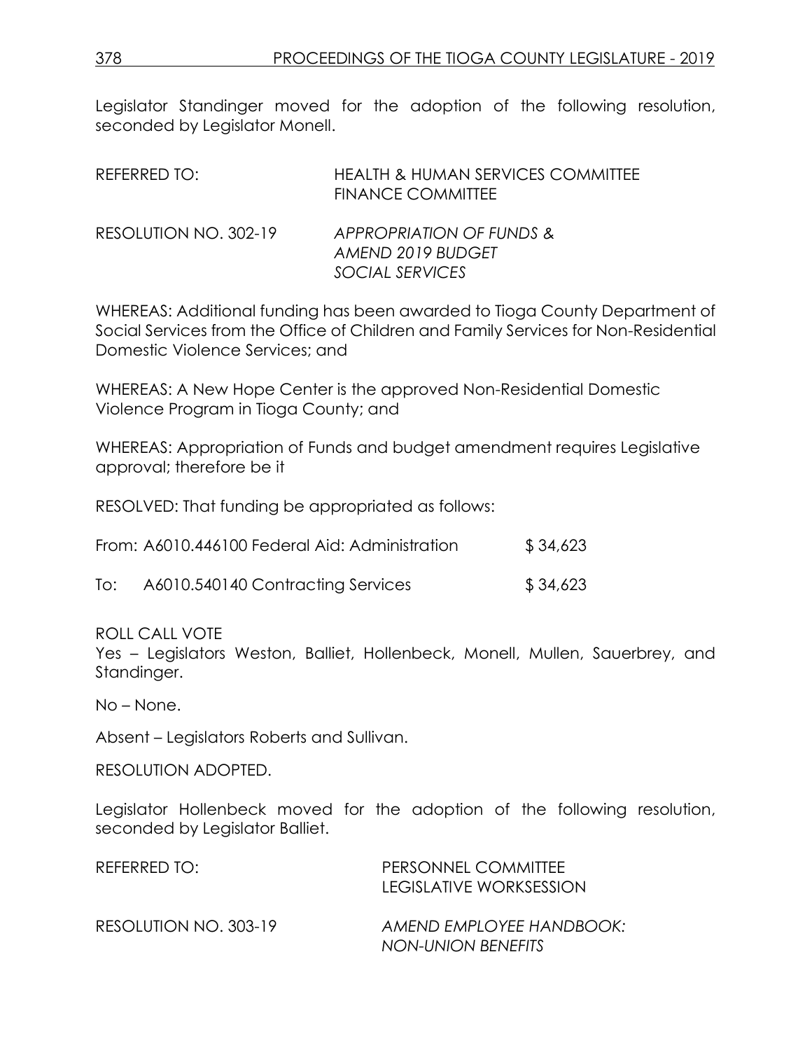Legislator Standinger moved for the adoption of the following resolution, seconded by Legislator Monell.

REFERRED TO: HEALTH & HUMAN SERVICES COMMITTEE
FINANCE COMMITTEE

RESOLUTION NO. 302-19 *APPROPRIATION OF FUNDS & AMEND 2019 BUDGET SOCIAL SERVICES*

WHEREAS: Additional funding has been awarded to Tioga County Department of Social Services from the Office of Children and Family Services for Non-Residential Domestic Violence Services; and

WHEREAS: A New Hope Center is the approved Non-Residential Domestic Violence Program in Tioga County; and

WHEREAS: Appropriation of Funds and budget amendment requires Legislative approval; therefore be it

RESOLVED: That funding be appropriated as follows:

From: A6010.446100 Federal Aid: Administration $ 34,623

To: A6010.540140 Contracting Services $ 34,623

ROLL CALL VOTE
Yes – Legislators Weston, Balliet, Hollenbeck, Monell, Mullen, Sauerbrey, and Standinger.

No – None.

Absent – Legislators Roberts and Sullivan.

RESOLUTION ADOPTED.

Legislator Hollenbeck moved for the adoption of the following resolution, seconded by Legislator Balliet.

REFERRED TO: PERSONNEL COMMITTEE
LEGISLATIVE WORKSESSION

RESOLUTION NO. 303-19 *AMEND EMPLOYEE HANDBOOK: NON-UNION BENEFITS*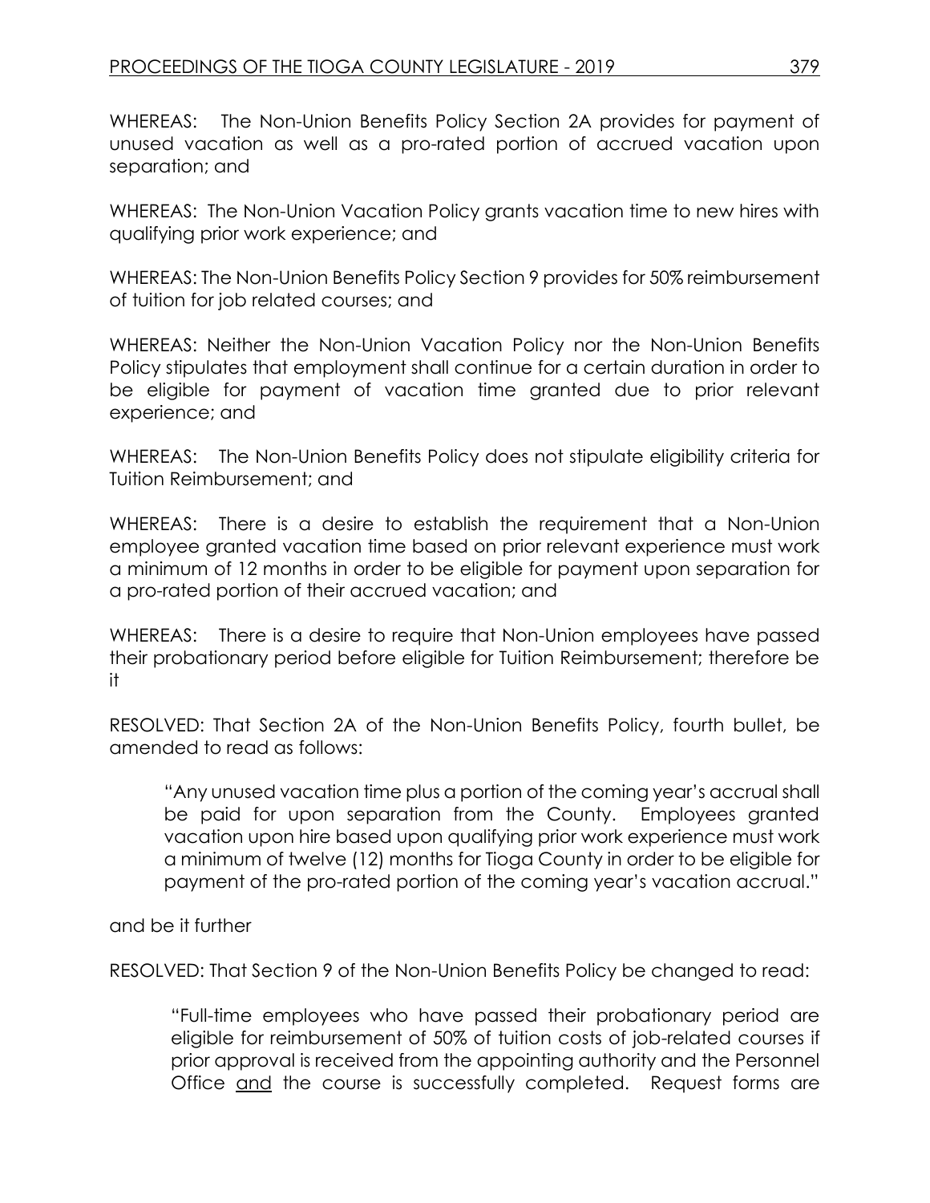WHEREAS: The Non-Union Benefits Policy Section 2A provides for payment of unused vacation as well as a pro-rated portion of accrued vacation upon separation; and

WHEREAS: The Non-Union Vacation Policy grants vacation time to new hires with qualifying prior work experience; and

WHEREAS: The Non-Union Benefits Policy Section 9 provides for 50% reimbursement of tuition for job related courses; and

WHEREAS: Neither the Non-Union Vacation Policy nor the Non-Union Benefits Policy stipulates that employment shall continue for a certain duration in order to be eligible for payment of vacation time granted due to prior relevant experience; and

WHEREAS: The Non-Union Benefits Policy does not stipulate eligibility criteria for Tuition Reimbursement; and

WHEREAS: There is a desire to establish the requirement that a Non-Union employee granted vacation time based on prior relevant experience must work a minimum of 12 months in order to be eligible for payment upon separation for a pro-rated portion of their accrued vacation; and

WHEREAS: There is a desire to require that Non-Union employees have passed their probationary period before eligible for Tuition Reimbursement; therefore be it

RESOLVED: That Section 2A of the Non-Union Benefits Policy, fourth bullet, be amended to read as follows:

> "Any unused vacation time plus a portion of the coming year's accrual shall be paid for upon separation from the County. Employees granted vacation upon hire based upon qualifying prior work experience must work a minimum of twelve (12) months for Tioga County in order to be eligible for payment of the pro-rated portion of the coming year's vacation accrual."

and be it further

RESOLVED: That Section 9 of the Non-Union Benefits Policy be changed to read:

> "Full-time employees who have passed their probationary period are eligible for reimbursement of 50% of tuition costs of job-related courses if prior approval is received from the appointing authority and the Personnel Office <u>and</u> the course is successfully completed. Request forms are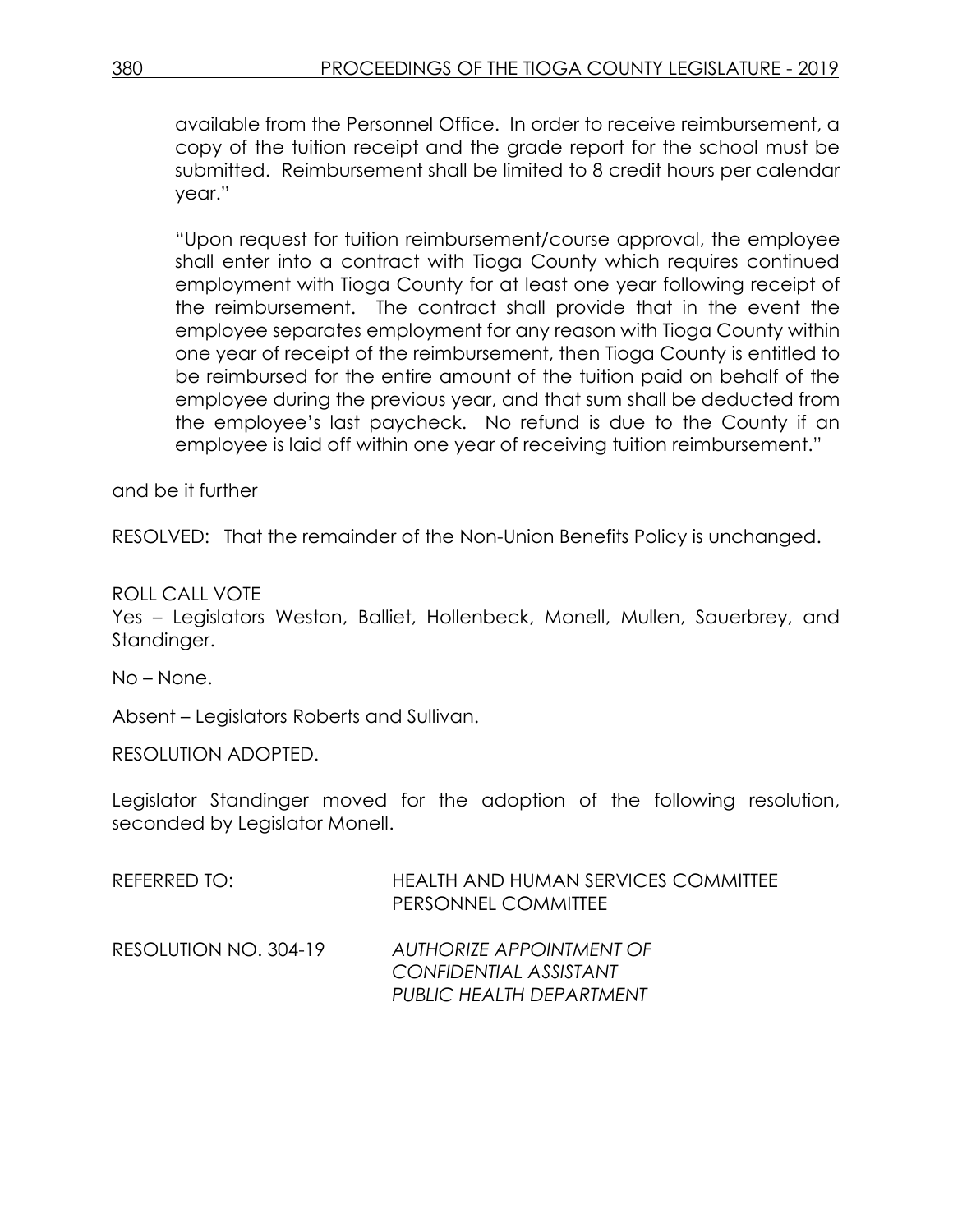available from the Personnel Office. In order to receive reimbursement, a copy of the tuition receipt and the grade report for the school must be submitted. Reimbursement shall be limited to 8 credit hours per calendar year."

"Upon request for tuition reimbursement/course approval, the employee shall enter into a contract with Tioga County which requires continued employment with Tioga County for at least one year following receipt of the reimbursement. The contract shall provide that in the event the employee separates employment for any reason with Tioga County within one year of receipt of the reimbursement, then Tioga County is entitled to be reimbursed for the entire amount of the tuition paid on behalf of the employee during the previous year, and that sum shall be deducted from the employee's last paycheck. No refund is due to the County if an employee is laid off within one year of receiving tuition reimbursement."

and be it further

RESOLVED: That the remainder of the Non-Union Benefits Policy is unchanged.

ROLL CALL VOTE
Yes – Legislators Weston, Balliet, Hollenbeck, Monell, Mullen, Sauerbrey, and Standinger.

No – None.

Absent – Legislators Roberts and Sullivan.

RESOLUTION ADOPTED.

Legislator Standinger moved for the adoption of the following resolution, seconded by Legislator Monell.

REFERRED TO: HEALTH AND HUMAN SERVICES COMMITTEE
PERSONNEL COMMITTEE

RESOLUTION NO. 304-19 *AUTHORIZE APPOINTMENT OF CONFIDENTIAL ASSISTANT PUBLIC HEALTH DEPARTMENT*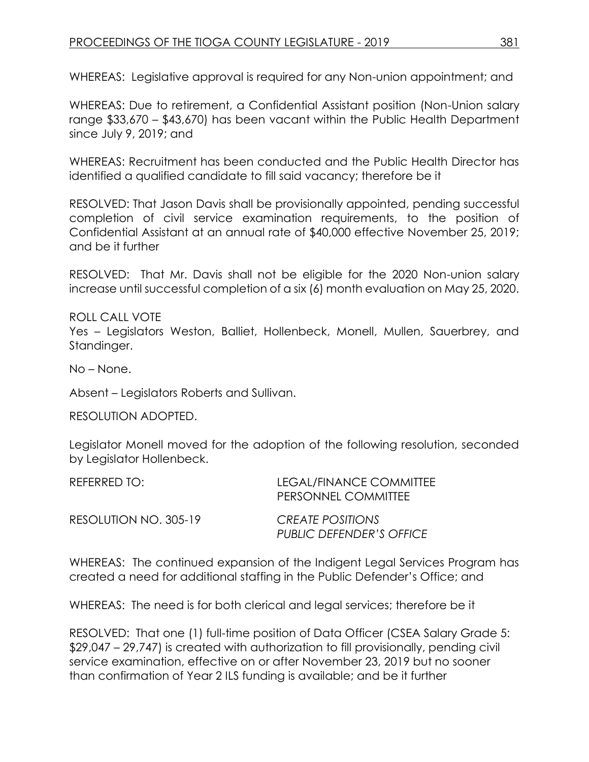WHEREAS: Legislative approval is required for any Non-union appointment; and

WHEREAS: Due to retirement, a Confidential Assistant position (Non-Union salary range $33,670 – $43,670) has been vacant within the Public Health Department since July 9, 2019; and

WHEREAS: Recruitment has been conducted and the Public Health Director has identified a qualified candidate to fill said vacancy; therefore be it

RESOLVED: That Jason Davis shall be provisionally appointed, pending successful completion of civil service examination requirements, to the position of Confidential Assistant at an annual rate of $40,000 effective November 25, 2019; and be it further

RESOLVED: That Mr. Davis shall not be eligible for the 2020 Non-union salary increase until successful completion of a six (6) month evaluation on May 25, 2020.

ROLL CALL VOTE
Yes – Legislators Weston, Balliet, Hollenbeck, Monell, Mullen, Sauerbrey, and Standinger.

No – None.

Absent – Legislators Roberts and Sullivan.

RESOLUTION ADOPTED.

Legislator Monell moved for the adoption of the following resolution, seconded by Legislator Hollenbeck.

REFERRED TO: LEGAL/FINANCE COMMITTEE
PERSONNEL COMMITTEE

RESOLUTION NO. 305-19 *CREATE POSITIONS*
*PUBLIC DEFENDER'S OFFICE*

WHEREAS: The continued expansion of the Indigent Legal Services Program has created a need for additional staffing in the Public Defender's Office; and

WHEREAS: The need is for both clerical and legal services; therefore be it

RESOLVED: That one (1) full-time position of Data Officer (CSEA Salary Grade 5: $29,047 – 29,747) is created with authorization to fill provisionally, pending civil service examination, effective on or after November 23, 2019 but no sooner than confirmation of Year 2 ILS funding is available; and be it further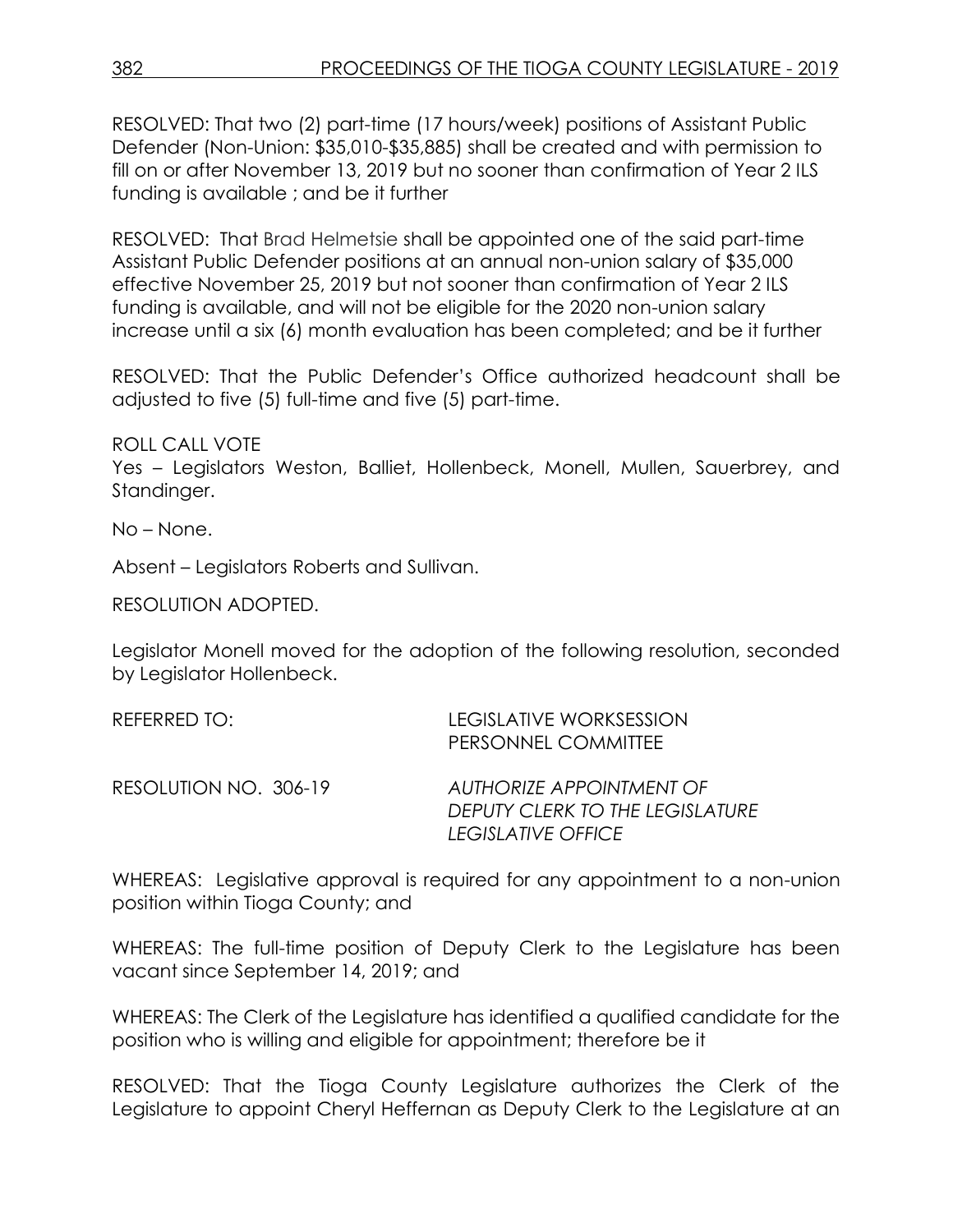RESOLVED: That two (2) part-time (17 hours/week) positions of Assistant Public Defender (Non-Union: $35,010-$35,885) shall be created and with permission to fill on or after November 13, 2019 but no sooner than confirmation of Year 2 ILS funding is available ; and be it further

RESOLVED: That Brad Helmetsie shall be appointed one of the said part-time Assistant Public Defender positions at an annual non-union salary of $35,000 effective November 25, 2019 but not sooner than confirmation of Year 2 ILS funding is available, and will not be eligible for the 2020 non-union salary increase until a six (6) month evaluation has been completed; and be it further

RESOLVED: That the Public Defender's Office authorized headcount shall be adjusted to five (5) full-time and five (5) part-time.

ROLL CALL VOTE
Yes – Legislators Weston, Balliet, Hollenbeck, Monell, Mullen, Sauerbrey, and Standinger.

No – None.

Absent – Legislators Roberts and Sullivan.

RESOLUTION ADOPTED.

Legislator Monell moved for the adoption of the following resolution, seconded by Legislator Hollenbeck.

REFERRED TO: LEGISLATIVE WORKSESSION
PERSONNEL COMMITTEE

RESOLUTION NO. 306-19 *AUTHORIZE APPOINTMENT OF DEPUTY CLERK TO THE LEGISLATURE LEGISLATIVE OFFICE*

WHEREAS: Legislative approval is required for any appointment to a non-union position within Tioga County; and

WHEREAS: The full-time position of Deputy Clerk to the Legislature has been vacant since September 14, 2019; and

WHEREAS: The Clerk of the Legislature has identified a qualified candidate for the position who is willing and eligible for appointment; therefore be it

RESOLVED: That the Tioga County Legislature authorizes the Clerk of the Legislature to appoint Cheryl Heffernan as Deputy Clerk to the Legislature at an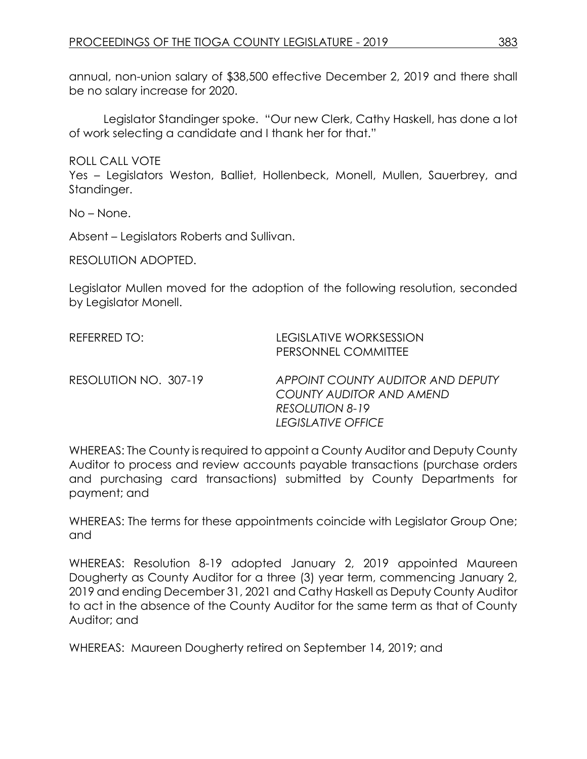annual, non-union salary of $38,500 effective December 2, 2019 and there shall be no salary increase for 2020.

Legislator Standinger spoke. "Our new Clerk, Cathy Haskell, has done a lot of work selecting a candidate and I thank her for that."

ROLL CALL VOTE
Yes – Legislators Weston, Balliet, Hollenbeck, Monell, Mullen, Sauerbrey, and Standinger.

No – None.

Absent – Legislators Roberts and Sullivan.

RESOLUTION ADOPTED.

Legislator Mullen moved for the adoption of the following resolution, seconded by Legislator Monell.

REFERRED TO: LEGISLATIVE WORKSESSION
PERSONNEL COMMITTEE

RESOLUTION NO. 307-19 *APPOINT COUNTY AUDITOR AND DEPUTY COUNTY AUDITOR AND AMEND RESOLUTION 8-19*
*LEGISLATIVE OFFICE*

WHEREAS: The County is required to appoint a County Auditor and Deputy County Auditor to process and review accounts payable transactions (purchase orders and purchasing card transactions) submitted by County Departments for payment; and

WHEREAS: The terms for these appointments coincide with Legislator Group One; and

WHEREAS: Resolution 8-19 adopted January 2, 2019 appointed Maureen Dougherty as County Auditor for a three (3) year term, commencing January 2, 2019 and ending December 31, 2021 and Cathy Haskell as Deputy County Auditor to act in the absence of the County Auditor for the same term as that of County Auditor; and

WHEREAS: Maureen Dougherty retired on September 14, 2019; and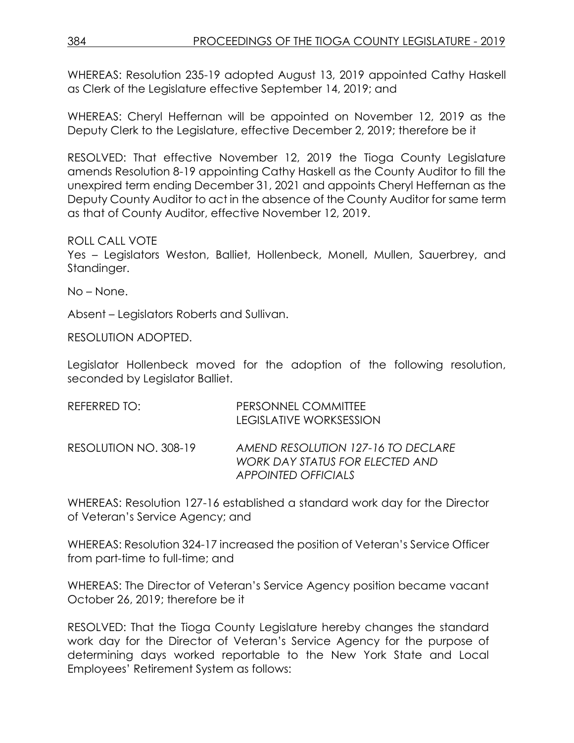WHEREAS: Resolution 235-19 adopted August 13, 2019 appointed Cathy Haskell as Clerk of the Legislature effective September 14, 2019; and

WHEREAS: Cheryl Heffernan will be appointed on November 12, 2019 as the Deputy Clerk to the Legislature, effective December 2, 2019; therefore be it

RESOLVED: That effective November 12, 2019 the Tioga County Legislature amends Resolution 8-19 appointing Cathy Haskell as the County Auditor to fill the unexpired term ending December 31, 2021 and appoints Cheryl Heffernan as the Deputy County Auditor to act in the absence of the County Auditor for same term as that of County Auditor, effective November 12, 2019.

ROLL CALL VOTE

Yes – Legislators Weston, Balliet, Hollenbeck, Monell, Mullen, Sauerbrey, and Standinger.

No – None.

Absent – Legislators Roberts and Sullivan.

RESOLUTION ADOPTED.

Legislator Hollenbeck moved for the adoption of the following resolution, seconded by Legislator Balliet.

REFERRED TO: PERSONNEL COMMITTEE
LEGISLATIVE WORKSESSION

RESOLUTION NO. 308-19 *AMEND RESOLUTION 127-16 TO DECLARE WORK DAY STATUS FOR ELECTED AND APPOINTED OFFICIALS*

WHEREAS: Resolution 127-16 established a standard work day for the Director of Veteran's Service Agency; and

WHEREAS: Resolution 324-17 increased the position of Veteran's Service Officer from part-time to full-time; and

WHEREAS: The Director of Veteran's Service Agency position became vacant October 26, 2019; therefore be it

RESOLVED: That the Tioga County Legislature hereby changes the standard work day for the Director of Veteran's Service Agency for the purpose of determining days worked reportable to the New York State and Local Employees' Retirement System as follows: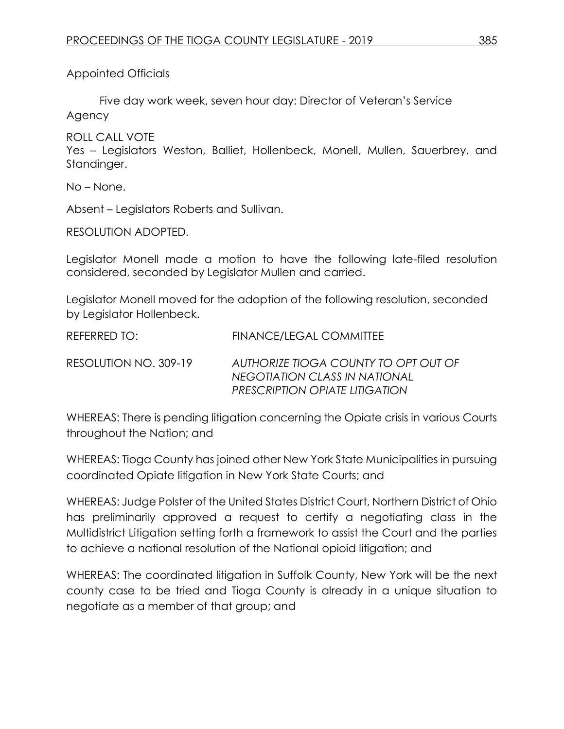Appointed Officials

Five day work week, seven hour day: Director of Veteran's Service Agency

ROLL CALL VOTE
Yes – Legislators Weston, Balliet, Hollenbeck, Monell, Mullen, Sauerbrey, and Standinger.

No – None.

Absent – Legislators Roberts and Sullivan.

RESOLUTION ADOPTED.

Legislator Monell made a motion to have the following late-filed resolution considered, seconded by Legislator Mullen and carried.

Legislator Monell moved for the adoption of the following resolution, seconded by Legislator Hollenbeck.

REFERRED TO: FINANCE/LEGAL COMMITTEE

RESOLUTION NO. 309-19 *AUTHORIZE TIOGA COUNTY TO OPT OUT OF NEGOTIATION CLASS IN NATIONAL PRESCRIPTION OPIATE LITIGATION*

WHEREAS: There is pending litigation concerning the Opiate crisis in various Courts throughout the Nation; and

WHEREAS: Tioga County has joined other New York State Municipalities in pursuing coordinated Opiate litigation in New York State Courts; and

WHEREAS: Judge Polster of the United States District Court, Northern District of Ohio has preliminarily approved a request to certify a negotiating class in the Multidistrict Litigation setting forth a framework to assist the Court and the parties to achieve a national resolution of the National opioid litigation; and

WHEREAS: The coordinated litigation in Suffolk County, New York will be the next county case to be tried and Tioga County is already in a unique situation to negotiate as a member of that group; and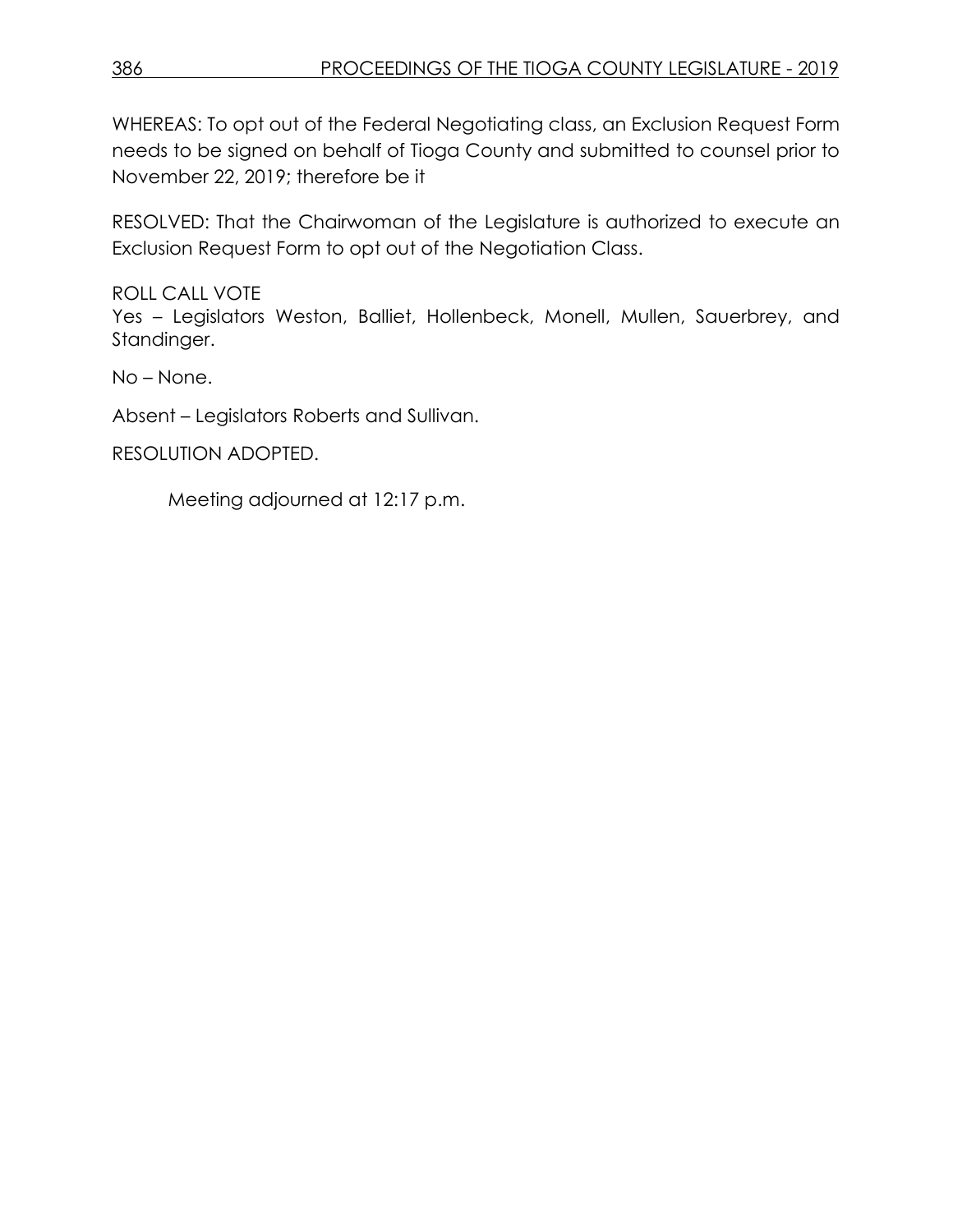WHEREAS: To opt out of the Federal Negotiating class, an Exclusion Request Form needs to be signed on behalf of Tioga County and submitted to counsel prior to November 22, 2019; therefore be it

RESOLVED: That the Chairwoman of the Legislature is authorized to execute an Exclusion Request Form to opt out of the Negotiation Class.

ROLL CALL VOTE
Yes – Legislators Weston, Balliet, Hollenbeck, Monell, Mullen, Sauerbrey, and Standinger.

No – None.

Absent – Legislators Roberts and Sullivan.

RESOLUTION ADOPTED.

Meeting adjourned at 12:17 p.m.